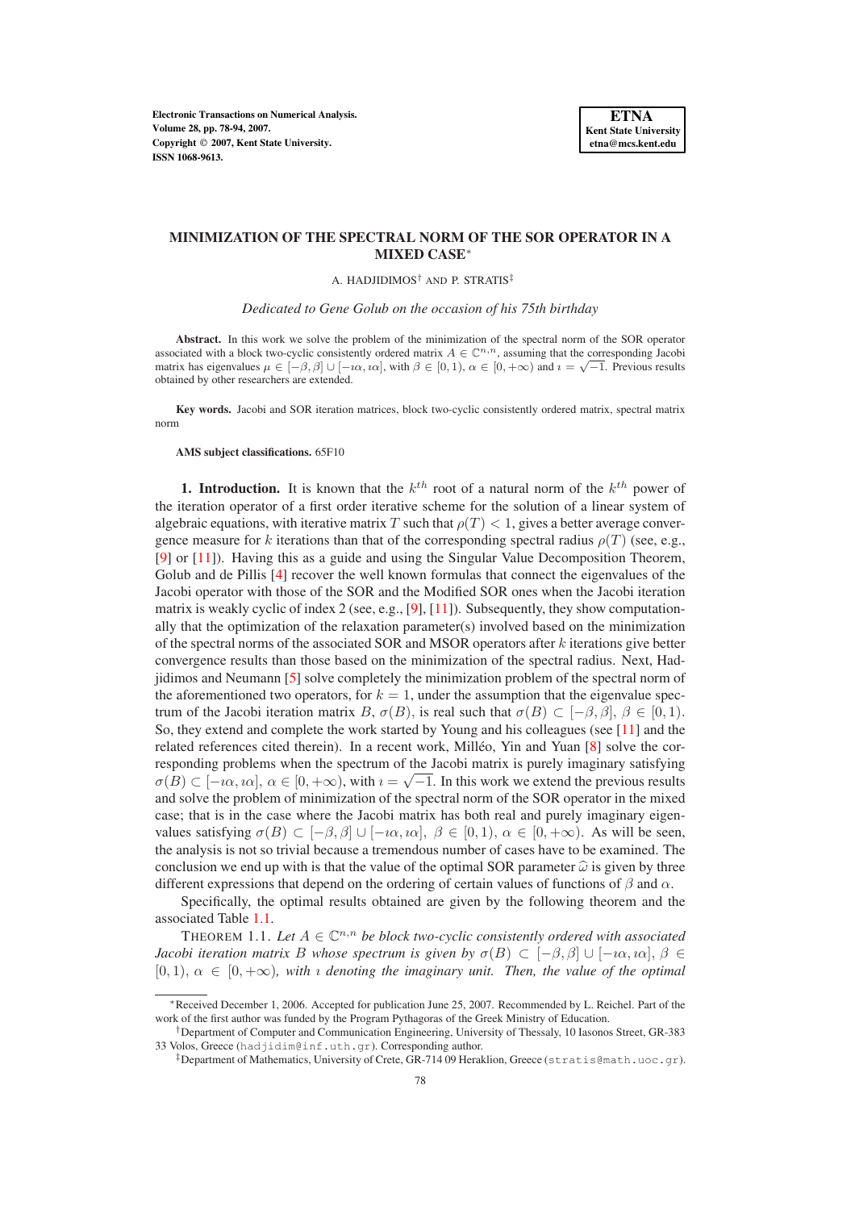# MINIMIZATION OF THE SPECTRAL NORM OF THE SOR OPERATOR IN A MIXED CASE*

A. HADJIDIMOS† AND P. STRATIS‡

*Dedicated to Gene Golub on the occasion of his 75th birthday*

**Abstract.** In this work we solve the problem of the minimization of the spectral norm of the SOR operator associated with a block two-cyclic consistently ordered matrix $A \in \mathbb{C}^{n,n}$, assuming that the corresponding Jacobi matrix has eigenvalues $\mu \in [-\beta, \beta] \cup [-\imath\alpha, \imath\alpha]$, with $\beta \in [0,1)$, $\alpha \in [0,+\infty)$ and $\imath = \sqrt{-1}$. Previous results obtained by other researchers are extended.

**Key words.** Jacobi and SOR iteration matrices, block two-cyclic consistently ordered matrix, spectral matrix norm

**AMS subject classifications.** 65F10

**1. Introduction.** It is known that the $k^{th}$ root of a natural norm of the $k^{th}$ power of the iteration operator of a first order iterative scheme for the solution of a linear system of algebraic equations, with iterative matrix $T$ such that $\rho(T) < 1$, gives a better average convergence measure for $k$ iterations than that of the corresponding spectral radius $\rho(T)$ (see, e.g., [9] or [11]). Having this as a guide and using the Singular Value Decomposition Theorem, Golub and de Pillis [4] recover the well known formulas that connect the eigenvalues of the Jacobi operator with those of the SOR and the Modified SOR ones when the Jacobi iteration matrix is weakly cyclic of index 2 (see, e.g., [9], [11]). Subsequently, they show computationally that the optimization of the relaxation parameter(s) involved based on the minimization of the spectral norms of the associated SOR and MSOR operators after $k$ iterations give better convergence results than those based on the minimization of the spectral radius. Next, Hadjidimos and Neumann [5] solve completely the minimization problem of the spectral norm of the aforementioned two operators, for $k = 1$, under the assumption that the eigenvalue spectrum of the Jacobi iteration matrix $B$, $\sigma(B)$, is real such that $\sigma(B) \subset [-\beta, \beta]$, $\beta \in [0,1)$. So, they extend and complete the work started by Young and his colleagues (see [11] and the related references cited therein). In a recent work, Milléo, Yin and Yuan [8] solve the corresponding problems when the spectrum of the Jacobi matrix is purely imaginary satisfying $\sigma(B) \subset [-\imath\alpha, \imath\alpha]$, $\alpha \in [0,+\infty)$, with $\imath = \sqrt{-1}$. In this work we extend the previous results and solve the problem of minimization of the spectral norm of the SOR operator in the mixed case; that is in the case where the Jacobi matrix has both real and purely imaginary eigenvalues satisfying $\sigma(B) \subset [-\beta, \beta] \cup [-\imath\alpha, \imath\alpha]$, $\beta \in [0,1)$, $\alpha \in [0,+\infty)$. As will be seen, the analysis is not so trivial because a tremendous number of cases have to be examined. The conclusion we end up with is that the value of the optimal SOR parameter $\widehat{\omega}$ is given by three different expressions that depend on the ordering of certain values of functions of $\beta$ and $\alpha$.

Specifically, the optimal results obtained are given by the following theorem and the associated Table 1.1.

THEOREM 1.1. *Let $A \in \mathbb{C}^{n,n}$ be block two-cyclic consistently ordered with associated Jacobi iteration matrix $B$ whose spectrum is given by $\sigma(B) \subset [-\beta, \beta] \cup [-\imath\alpha, \imath\alpha]$, $\beta \in [0,1)$, $\alpha \in [0,+\infty)$, with $\imath$ denoting the imaginary unit. Then, the value of the optimal*

---

*Received December 1, 2006. Accepted for publication June 25, 2007. Recommended by L. Reichel. Part of the work of the first author was funded by the Program Pythagoras of the Greek Ministry of Education.

†Department of Computer and Communication Engineering, University of Thessaly, 10 Iasonos Street, GR-383 33 Volos, Greece (hadjidim@inf.uth.gr). Corresponding author.

‡Department of Mathematics, University of Crete, GR-714 09 Heraklion, Greece (stratis@math.uoc.gr).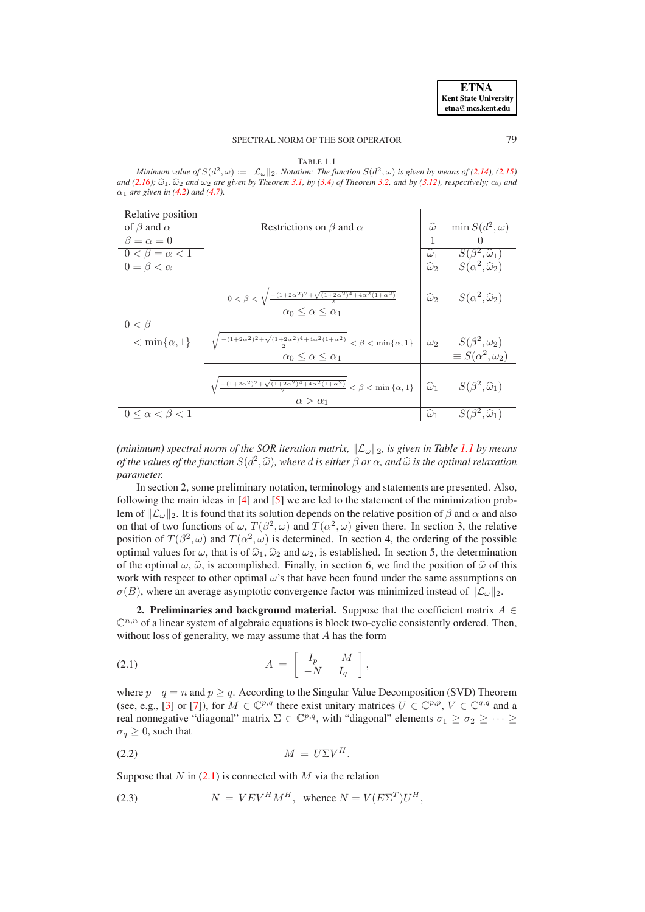TABLE 1.1

*Minimum value of $S(d^2,\omega) := \|\mathcal{L}_\omega\|_2$. Notation: The function $S(d^2,\omega)$ is given by means of (2.14), (2.15) and (2.16); $\widehat{\omega}_1$, $\widehat{\omega}_2$ and $\omega_2$ are given by Theorem 3.1, by (3.4) of Theorem 3.2, and by (3.12), respectively; $\alpha_0$ and $\alpha_1$ are given in (4.2) and (4.7).*

| Relative position of $\beta$ and $\alpha$ | Restrictions on $\beta$ and $\alpha$ | $\widehat{\omega}$ | $\min S(d^2,\omega)$ |
|---|---|---|---|
| $\beta=\alpha=0$ | | $1$ | $0$ |
| $0<\beta=\alpha<1$ | | $\widehat{\omega}_1$ | $S(\beta^2,\widehat{\omega}_1)$ |
| $0=\beta<\alpha$ | | $\widehat{\omega}_2$ | $S(\alpha^2,\widehat{\omega}_2)$ |
| $0<\beta<\min\{\alpha,1\}$ | $0<\beta<\sqrt{\frac{-(1+2\alpha^2)^2+\sqrt{(1+2\alpha^2)^4+4\alpha^2(1+\alpha^2)}}{2}}$, $\alpha_0\le\alpha\le\alpha_1$ | $\widehat{\omega}_2$ | $S(\alpha^2,\widehat{\omega}_2)$ |
| | $\sqrt{\frac{-(1+2\alpha^2)^2+\sqrt{(1+2\alpha^2)^4+4\alpha^2(1+\alpha^2)}}{2}}<\beta<\min\{\alpha,1\}$, $\alpha_0\le\alpha\le\alpha_1$ | $\omega_2$ | $S(\beta^2,\omega_2)\equiv S(\alpha^2,\omega_2)$ |
| | $\sqrt{\frac{-(1+2\alpha^2)^2+\sqrt{(1+2\alpha^2)^4+4\alpha^2(1+\alpha^2)}}{2}}<\beta<\min\{\alpha,1\}$, $\alpha>\alpha_1$ | $\widehat{\omega}_1$ | $S(\beta^2,\widehat{\omega}_1)$ |
| $0\le\alpha<\beta<1$ | | $\widehat{\omega}_1$ | $S(\beta^2,\widehat{\omega}_1)$ |

*(minimum) spectral norm of the SOR iteration matrix, $\|\mathcal{L}_\omega\|_2$, is given in Table 1.1 by means of the values of the function $S(d^2,\widehat{\omega})$, where $d$ is either $\beta$ or $\alpha$, and $\widehat{\omega}$ is the optimal relaxation parameter.*

In section 2, some preliminary notation, terminology and statements are presented. Also, following the main ideas in [4] and [5] we are led to the statement of the minimization problem of $\|\mathcal{L}_\omega\|_2$. It is found that its solution depends on the relative position of $\beta$ and $\alpha$ and also on that of two functions of $\omega$, $T(\beta^2,\omega)$ and $T(\alpha^2,\omega)$ given there. In section 3, the relative position of $T(\beta^2,\omega)$ and $T(\alpha^2,\omega)$ is determined. In section 4, the ordering of the possible optimal values for $\omega$, that is of $\widehat{\omega}_1$, $\widehat{\omega}_2$ and $\omega_2$, is established. In section 5, the determination of the optimal $\omega$, $\widehat{\omega}$, is accomplished. Finally, in section 6, we find the position of $\widehat{\omega}$ of this work with respect to other optimal $\omega$'s that have been found under the same assumptions on $\sigma(B)$, where an average asymptotic convergence factor was minimized instead of $\|\mathcal{L}_\omega\|_2$.

## 2. Preliminaries and background material.

Suppose that the coefficient matrix $A \in \mathbb{C}^{n,n}$ of a linear system of algebraic equations is block two-cyclic consistently ordered. Then, without loss of generality, we may assume that $A$ has the form

$$A = \begin{bmatrix} I_p & -M \\ -N & I_q \end{bmatrix}, \tag{2.1}$$

where $p+q=n$ and $p \ge q$. According to the Singular Value Decomposition (SVD) Theorem (see, e.g., [3] or [7]), for $M \in \mathbb{C}^{p,q}$ there exist unitary matrices $U \in \mathbb{C}^{p,p}$, $V \in \mathbb{C}^{q,q}$ and a real nonnegative "diagonal" matrix $\Sigma \in \mathbb{C}^{p,q}$, with "diagonal" elements $\sigma_1 \ge \sigma_2 \ge \cdots \ge \sigma_q \ge 0$, such that

$$M = U\Sigma V^H. \tag{2.2}$$

Suppose that $N$ in (2.1) is connected with $M$ via the relation

$$N = VEV^HM^H, \quad \text{whence } N = V(E\Sigma^T)U^H, \tag{2.3}$$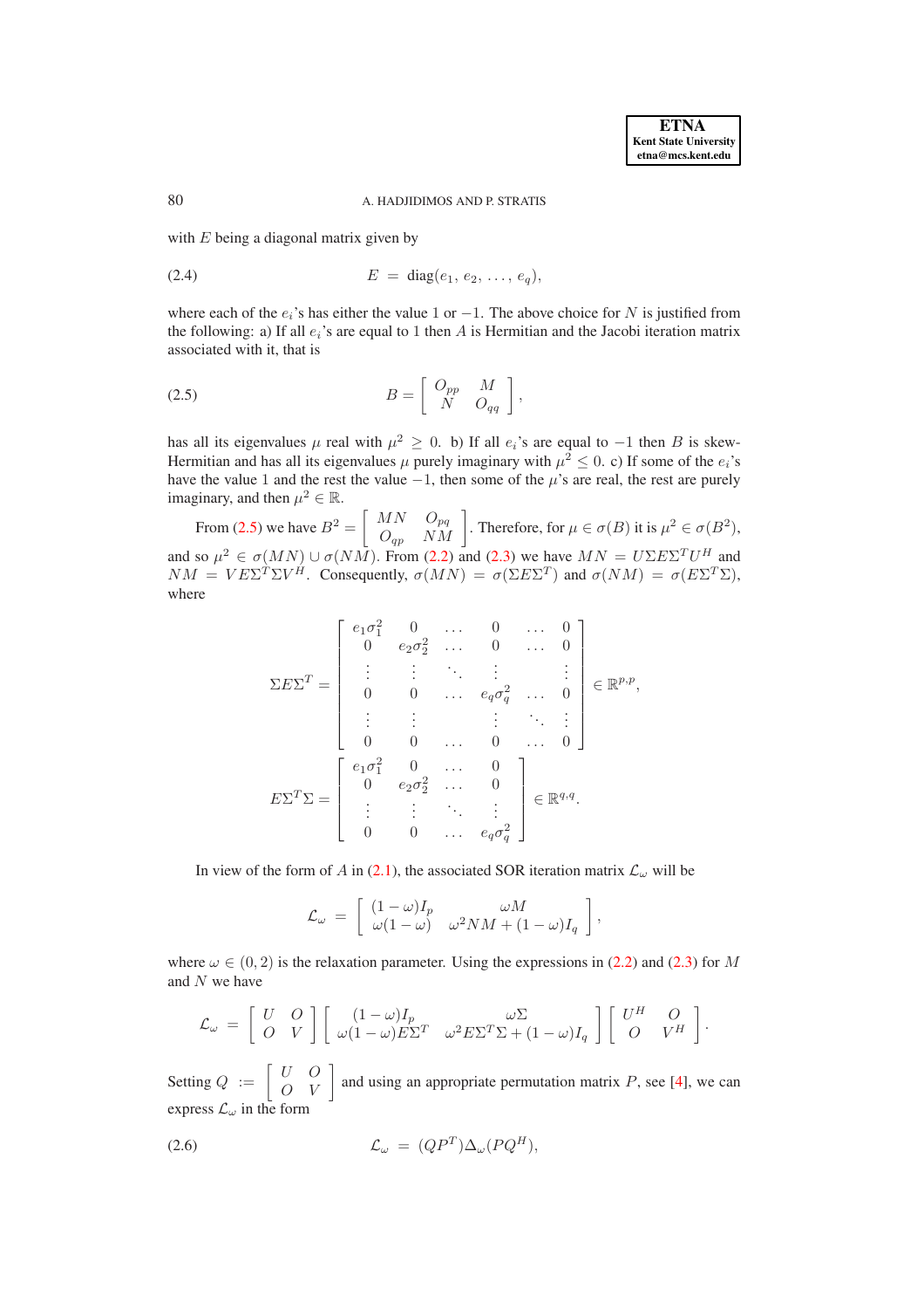with $E$ being a diagonal matrix given by

$$E = \operatorname{diag}(e_1, e_2, \ldots, e_q), \tag{2.4}$$

where each of the $e_i$'s has either the value 1 or $-1$. The above choice for $N$ is justified from the following: a) If all $e_i$'s are equal to 1 then $A$ is Hermitian and the Jacobi iteration matrix associated with it, that is

$$B = \begin{bmatrix} O_{pp} & M \\ N & O_{qq} \end{bmatrix}, \tag{2.5}$$

has all its eigenvalues $\mu$ real with $\mu^2 \geq 0$. b) If all $e_i$'s are equal to $-1$ then $B$ is skew-Hermitian and has all its eigenvalues $\mu$ purely imaginary with $\mu^2 \leq 0$. c) If some of the $e_i$'s have the value 1 and the rest the value $-1$, then some of the $\mu$'s are real, the rest are purely imaginary, and then $\mu^2 \in \mathbb{R}$.

From (2.5) we have $B^2 = \begin{bmatrix} MN & O_{pq} \\ O_{qp} & NM \end{bmatrix}$. Therefore, for $\mu \in \sigma(B)$ it is $\mu^2 \in \sigma(B^2)$, and so $\mu^2 \in \sigma(MN) \cup \sigma(NM)$. From (2.2) and (2.3) we have $MN = U\Sigma E \Sigma^T U^H$ and $NM = VE\Sigma^T \Sigma V^H$. Consequently, $\sigma(MN) = \sigma(\Sigma E \Sigma^T)$ and $\sigma(NM) = \sigma(E\Sigma^T\Sigma)$, where

$$\Sigma E \Sigma^T = \begin{bmatrix} e_1\sigma_1^2 & 0 & \ldots & 0 & \ldots & 0 \\ 0 & e_2\sigma_2^2 & \ldots & 0 & \ldots & 0 \\ \vdots & \vdots & \ddots & \vdots & & \vdots \\ 0 & 0 & \ldots & e_q\sigma_q^2 & \ldots & 0 \\ \vdots & \vdots & & \vdots & \ddots & \vdots \\ 0 & 0 & \ldots & 0 & \ldots & 0 \end{bmatrix} \in \mathbb{R}^{p,p},$$

$$E\Sigma^T\Sigma = \begin{bmatrix} e_1\sigma_1^2 & 0 & \ldots & 0 \\ 0 & e_2\sigma_2^2 & \ldots & 0 \\ \vdots & \vdots & \ddots & \vdots \\ 0 & 0 & \ldots & e_q\sigma_q^2 \end{bmatrix} \in \mathbb{R}^{q,q}.$$

In view of the form of $A$ in (2.1), the associated SOR iteration matrix $\mathcal{L}_\omega$ will be

$$\mathcal{L}_\omega = \begin{bmatrix} (1-\omega)I_p & \omega M \\ \omega(1-\omega) & \omega^2 NM + (1-\omega)I_q \end{bmatrix},$$

where $\omega \in (0, 2)$ is the relaxation parameter. Using the expressions in (2.2) and (2.3) for $M$ and $N$ we have

$$\mathcal{L}_\omega = \begin{bmatrix} U & O \\ O & V \end{bmatrix} \begin{bmatrix} (1-\omega)I_p & \omega\Sigma \\ \omega(1-\omega)E\Sigma^T & \omega^2 E\Sigma^T\Sigma + (1-\omega)I_q \end{bmatrix} \begin{bmatrix} U^H & O \\ O & V^H \end{bmatrix}.$$

Setting $Q := \begin{bmatrix} U & O \\ O & V \end{bmatrix}$ and using an appropriate permutation matrix $P$, see [4], we can express $\mathcal{L}_\omega$ in the form

$$\mathcal{L}_\omega = (QP^T)\Delta_\omega(PQ^H), \tag{2.6}$$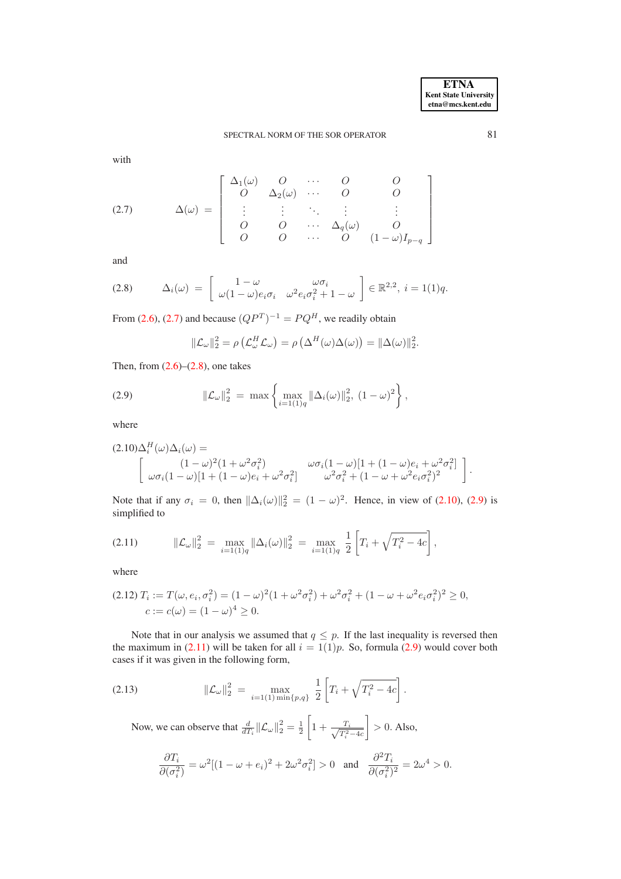with

$$
\Delta(\omega) = \begin{bmatrix} \Delta_1(\omega) & O & \cdots & O & O \\ O & \Delta_2(\omega) & \cdots & O & O \\ \vdots & \vdots & \ddots & \vdots & \vdots \\ O & O & \cdots & \Delta_q(\omega) & O \\ O & O & \cdots & O & (1-\omega)I_{p-q} \end{bmatrix} \tag{2.7}
$$

and

$$
\Delta_i(\omega) = \begin{bmatrix} 1-\omega & \omega\sigma_i \\ \omega(1-\omega)e_i\sigma_i & \omega^2 e_i \sigma_i^2 + 1 - \omega \end{bmatrix} \in \mathbb{R}^{2,2}, \; i = 1(1)q. \tag{2.8}
$$

From (2.6), (2.7) and because $(QP^T)^{-1} = PQ^H$, we readily obtain

$$
\|\mathcal{L}_\omega\|_2^2 = \rho\left(\mathcal{L}_\omega^H \mathcal{L}_\omega\right) = \rho\left(\Delta^H(\omega)\Delta(\omega)\right) = \|\Delta(\omega)\|_2^2.
$$

Then, from (2.6)–(2.8), one takes

$$
\|\mathcal{L}_\omega\|_2^2 = \max\left\{ \max_{i=1(1)q} \|\Delta_i(\omega)\|_2^2, \; (1-\omega)^2 \right\}, \tag{2.9}
$$

where

$$
\Delta_i^H(\omega)\Delta_i(\omega) = \begin{bmatrix} (1-\omega)^2(1+\omega^2\sigma_i^2) & \omega\sigma_i(1-\omega)[1+(1-\omega)e_i+\omega^2\sigma_i^2] \\ \omega\sigma_i(1-\omega)[1+(1-\omega)e_i+\omega^2\sigma_i^2] & \omega^2\sigma_i^2 + (1-\omega+\omega^2 e_i\sigma_i^2)^2 \end{bmatrix}. \tag{2.10}
$$

Note that if any $\sigma_i = 0$, then $\|\Delta_i(\omega)\|_2^2 = (1-\omega)^2$. Hence, in view of (2.10), (2.9) is simplified to

$$
\|\mathcal{L}_\omega\|_2^2 = \max_{i=1(1)q} \|\Delta_i(\omega)\|_2^2 = \max_{i=1(1)q} \frac{1}{2}\left[T_i + \sqrt{T_i^2 - 4c}\right], \tag{2.11}
$$

where

$$
\begin{aligned} T_i &:= T(\omega, e_i, \sigma_i^2) = (1-\omega)^2(1+\omega^2\sigma_i^2) + \omega^2\sigma_i^2 + (1-\omega+\omega^2 e_i\sigma_i^2)^2 \geq 0, \\ c &:= c(\omega) = (1-\omega)^4 \geq 0. \end{aligned} \tag{2.12}
$$

Note that in our analysis we assumed that $q \leq p$. If the last inequality is reversed then the maximum in (2.11) will be taken for all $i = 1(1)p$. So, formula (2.9) would cover both cases if it was given in the following form,

$$
\|\mathcal{L}_\omega\|_2^2 = \max_{i=1(1)\min\{p,q\}} \frac{1}{2}\left[T_i + \sqrt{T_i^2 - 4c}\right]. \tag{2.13}
$$

Now, we can observe that $\frac{d}{dT_i}\|\mathcal{L}_\omega\|_2^2 = \frac{1}{2}\left[1 + \frac{T_i}{\sqrt{T_i^2-4c}}\right] > 0$. Also,

$$
\frac{\partial T_i}{\partial(\sigma_i^2)} = \omega^2[(1-\omega+e_i)^2 + 2\omega^2\sigma_i^2] > 0 \quad \text{and} \quad \frac{\partial^2 T_i}{\partial(\sigma_i^2)^2} = 2\omega^4 > 0.
$$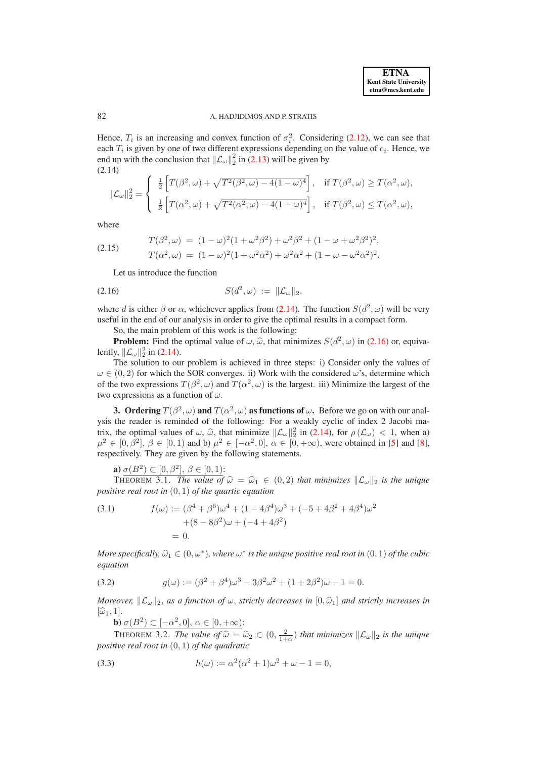Hence, $T_i$ is an increasing and convex function of $\sigma_i^2$. Considering (2.12), we can see that each $T_i$ is given by one of two different expressions depending on the value of $e_i$. Hence, we end up with the conclusion that $\|\mathcal{L}_\omega\|_2^2$ in (2.13) will be given by

(2.14)
$$\|\mathcal{L}_\omega\|_2^2 = \begin{cases} \frac{1}{2}\left[T(\beta^2,\omega) + \sqrt{T^2(\beta^2,\omega) - 4(1-\omega)^4}\right], & \text{if } T(\beta^2,\omega) \geq T(\alpha^2,\omega), \\ \frac{1}{2}\left[T(\alpha^2,\omega) + \sqrt{T^2(\alpha^2,\omega) - 4(1-\omega)^4}\right], & \text{if } T(\beta^2,\omega) \leq T(\alpha^2,\omega), \end{cases}$$

where

$$\begin{aligned} T(\beta^2,\omega) &= (1-\omega)^2(1+\omega^2\beta^2) + \omega^2\beta^2 + (1-\omega+\omega^2\beta^2)^2, \\ T(\alpha^2,\omega) &= (1-\omega)^2(1+\omega^2\alpha^2) + \omega^2\alpha^2 + (1-\omega-\omega^2\alpha^2)^2. \end{aligned} \tag{2.15}$$

Let us introduce the function

$$S(d^2,\omega) := \|\mathcal{L}_\omega\|_2, \tag{2.16}$$

where $d$ is either $\beta$ or $\alpha$, whichever applies from (2.14). The function $S(d^2,\omega)$ will be very useful in the end of our analysis in order to give the optimal results in a compact form.

So, the main problem of this work is the following:

**Problem:** Find the optimal value of $\omega$, $\widehat{\omega}$, that minimizes $S(d^2,\omega)$ in (2.16) or, equivalently, $\|\mathcal{L}_\omega\|_2^2$ in (2.14).

The solution to our problem is achieved in three steps: i) Consider only the values of $\omega \in (0,2)$ for which the SOR converges. ii) Work with the considered $\omega$'s, determine which of the two expressions $T(\beta^2,\omega)$ and $T(\alpha^2,\omega)$ is the largest. iii) Minimize the largest of the two expressions as a function of $\omega$.

## 3. Ordering $T(\beta^2,\omega)$ and $T(\alpha^2,\omega)$ as functions of $\omega$.

Before we go on with our analysis the reader is reminded of the following: For a weakly cyclic of index 2 Jacobi matrix, the optimal values of $\omega$, $\widehat{\omega}$, that minimize $\|\mathcal{L}_\omega\|_2^2$ in (2.14), for $\rho(\mathcal{L}_\omega) < 1$, when a) $\mu^2 \in [0,\beta^2]$, $\beta \in [0,1)$ and b) $\mu^2 \in [-\alpha^2,0]$, $\alpha \in [0,+\infty)$, were obtained in [5] and [8], respectively. They are given by the following statements.

**a)** $\sigma(B^2) \subset [0,\beta^2]$, $\beta \in [0,1)$:

THEOREM 3.1. *The value of $\widehat{\omega} = \widehat{\omega}_1 \in (0,2)$ that minimizes $\|\mathcal{L}_\omega\|_2$ is the unique positive real root in $(0,1)$ of the quartic equation*

$$\begin{aligned} f(\omega) := {} & (\beta^4+\beta^6)\omega^4 + (1-4\beta^4)\omega^3 + (-5+4\beta^2+4\beta^4)\omega^2 \\ & + (8-8\beta^2)\omega + (-4+4\beta^2) \\ = {} & 0. \end{aligned} \tag{3.1}$$

*More specifically, $\widehat{\omega}_1 \in (0,\omega^*)$, where $\omega^*$ is the unique positive real root in $(0,1)$ of the cubic equation*

$$g(\omega) := (\beta^2+\beta^4)\omega^3 - 3\beta^2\omega^2 + (1+2\beta^2)\omega - 1 = 0. \tag{3.2}$$

*Moreover, $\|\mathcal{L}_\omega\|_2$, as a function of $\omega$, strictly decreases in $[0,\widehat{\omega}_1]$ and strictly increases in $[\widehat{\omega}_1,1]$.*

**b)** $\sigma(B^2) \subset [-\alpha^2,0]$, $\alpha \in [0,+\infty)$:

THEOREM 3.2. *The value of $\widehat{\omega} = \widehat{\omega}_2 \in (0,\frac{2}{1+\alpha})$ that minimizes $\|\mathcal{L}_\omega\|_2$ is the unique positive real root in $(0,1)$ of the quadratic*

$$h(\omega) := \alpha^2(\alpha^2+1)\omega^2 + \omega - 1 = 0, \tag{3.3}$$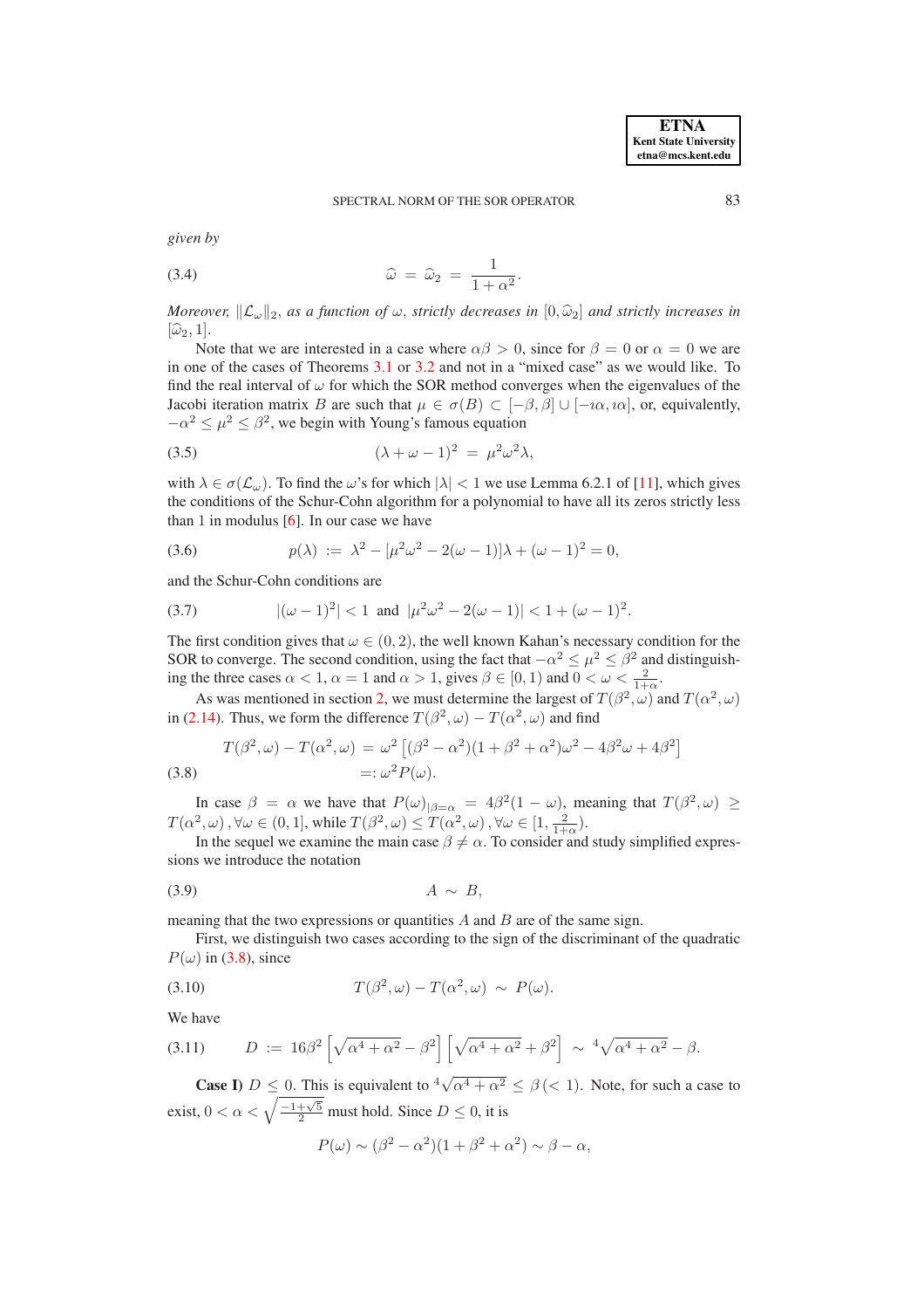*given by*

$$\widehat{\omega} \;=\; \widehat{\omega}_2 \;=\; \frac{1}{1+\alpha^2}. \tag{3.4}$$

*Moreover, $\|\mathcal{L}_\omega\|_2$, as a function of $\omega$, strictly decreases in $[0, \widehat{\omega}_2]$ and strictly increases in $[\widehat{\omega}_2, 1]$.*

Note that we are interested in a case where $\alpha\beta > 0$, since for $\beta = 0$ or $\alpha = 0$ we are in one of the cases of Theorems 3.1 or 3.2 and not in a "mixed case" as we would like. To find the real interval of $\omega$ for which the SOR method converges when the eigenvalues of the Jacobi iteration matrix $B$ are such that $\mu \in \sigma(B) \subset [-\beta, \beta] \cup [-\imath\alpha, \imath\alpha]$, or, equivalently, $-\alpha^2 \leq \mu^2 \leq \beta^2$, we begin with Young's famous equation

$$(\lambda + \omega - 1)^2 \;=\; \mu^2\omega^2\lambda, \tag{3.5}$$

with $\lambda \in \sigma(\mathcal{L}_\omega)$. To find the $\omega$'s for which $|\lambda| < 1$ we use Lemma 6.2.1 of [11], which gives the conditions of the Schur-Cohn algorithm for a polynomial to have all its zeros strictly less than 1 in modulus [6]. In our case we have

$$p(\lambda) \;:=\; \lambda^2 - [\mu^2\omega^2 - 2(\omega - 1)]\lambda + (\omega - 1)^2 = 0, \tag{3.6}$$

and the Schur-Cohn conditions are

$$|(\omega - 1)^2| < 1 \;\text{ and }\; |\mu^2\omega^2 - 2(\omega - 1)| < 1 + (\omega - 1)^2. \tag{3.7}$$

The first condition gives that $\omega \in (0, 2)$, the well known Kahan's necessary condition for the SOR to converge. The second condition, using the fact that $-\alpha^2 \leq \mu^2 \leq \beta^2$ and distinguishing the three cases $\alpha < 1$, $\alpha = 1$ and $\alpha > 1$, gives $\beta \in [0, 1)$ and $0 < \omega < \frac{2}{1+\alpha}$.

As was mentioned in section 2, we must determine the largest of $T(\beta^2, \omega)$ and $T(\alpha^2, \omega)$ in (2.14). Thus, we form the difference $T(\beta^2, \omega) - T(\alpha^2, \omega)$ and find

$$\begin{aligned} T(\beta^2, \omega) - T(\alpha^2, \omega) \;&=\; \omega^2\left[(\beta^2 - \alpha^2)(1 + \beta^2 + \alpha^2)\omega^2 - 4\beta^2\omega + 4\beta^2\right] \\ &=: \omega^2 P(\omega). \end{aligned} \tag{3.8}$$

In case $\beta = \alpha$ we have that $P(\omega)_{|\beta=\alpha} = 4\beta^2(1 - \omega)$, meaning that $T(\beta^2, \omega) \geq T(\alpha^2, \omega)\,, \forall \omega \in (0, 1]$, while $T(\beta^2, \omega) \leq T(\alpha^2, \omega)\,, \forall \omega \in [1, \frac{2}{1+\alpha})$.

In the sequel we examine the main case $\beta \neq \alpha$. To consider and study simplified expressions we introduce the notation

$$A \;\sim\; B, \tag{3.9}$$

meaning that the two expressions or quantities $A$ and $B$ are of the same sign.

First, we distinguish two cases according to the sign of the discriminant of the quadratic $P(\omega)$ in (3.8), since

$$T(\beta^2, \omega) - T(\alpha^2, \omega) \;\sim\; P(\omega). \tag{3.10}$$

We have

$$D \;:=\; 16\beta^2\left[\sqrt{\alpha^4 + \alpha^2} - \beta^2\right]\left[\sqrt{\alpha^4 + \alpha^2} + \beta^2\right] \;\sim\; \sqrt[4]{\alpha^4 + \alpha^2} - \beta. \tag{3.11}$$

**Case I)** $D \leq 0$. This is equivalent to $\sqrt[4]{\alpha^4 + \alpha^2} \leq \beta\,(< 1)$. Note, for such a case to exist, $0 < \alpha < \sqrt{\frac{-1+\sqrt{5}}{2}}$ must hold. Since $D \leq 0$, it is

$$P(\omega) \sim (\beta^2 - \alpha^2)(1 + \beta^2 + \alpha^2) \sim \beta - \alpha,$$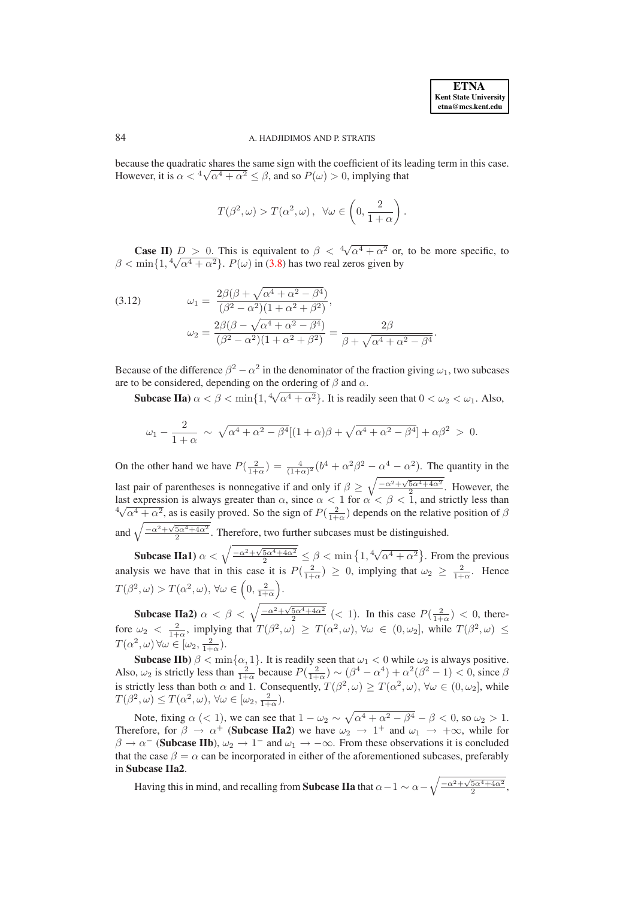because the quadratic shares the same sign with the coefficient of its leading term in this case. However, it is $\alpha < \sqrt[4]{\alpha^4+\alpha^2} \leq \beta$, and so $P(\omega) > 0$, implying that

$$T(\beta^2,\omega) > T(\alpha^2,\omega)\,, \;\; \forall \omega \in \left(0, \frac{2}{1+\alpha}\right).$$

**Case II)** $D > 0$. This is equivalent to $\beta < \sqrt[4]{\alpha^4+\alpha^2}$ or, to be more specific, to $\beta < \min\{1, \sqrt[4]{\alpha^4+\alpha^2}\}$. $P(\omega)$ in (3.8) has two real zeros given by

$$\begin{aligned}
\omega_1 &= \frac{2\beta(\beta+\sqrt{\alpha^4+\alpha^2-\beta^4})}{(\beta^2-\alpha^2)(1+\alpha^2+\beta^2)}, \\
\omega_2 &= \frac{2\beta(\beta-\sqrt{\alpha^4+\alpha^2-\beta^4})}{(\beta^2-\alpha^2)(1+\alpha^2+\beta^2)} = \frac{2\beta}{\beta+\sqrt{\alpha^4+\alpha^2-\beta^4}}.
\end{aligned} \tag{3.12}$$

Because of the difference $\beta^2-\alpha^2$ in the denominator of the fraction giving $\omega_1$, two subcases are to be considered, depending on the ordering of $\beta$ and $\alpha$.

**Subcase IIa)** $\alpha < \beta < \min\{1, \sqrt[4]{\alpha^4+\alpha^2}\}$. It is readily seen that $0 < \omega_2 < \omega_1$. Also,

$$\omega_1 - \frac{2}{1+\alpha} \;\sim\; \sqrt{\alpha^4+\alpha^2-\beta^4}[(1+\alpha)\beta + \sqrt{\alpha^4+\alpha^2-\beta^4}] + \alpha\beta^2 \;>\; 0.$$

On the other hand we have $P(\frac{2}{1+\alpha}) = \frac{4}{(1+\alpha)^2}(b^4+\alpha^2\beta^2-\alpha^4-\alpha^2)$. The quantity in the last pair of parentheses is nonnegative if and only if $\beta \geq \sqrt{\frac{-\alpha^2+\sqrt{5\alpha^4+4\alpha^2}}{2}}$. However, the last expression is always greater than $\alpha$, since $\alpha < 1$ for $\alpha < \beta < 1$, and strictly less than $\sqrt[4]{\alpha^4+\alpha^2}$, as is easily proved. So the sign of $P(\frac{2}{1+\alpha})$ depends on the relative position of $\beta$ and $\sqrt{\frac{-\alpha^2+\sqrt{5\alpha^4+4\alpha^2}}{2}}$. Therefore, two further subcases must be distinguished.

**Subcase IIa1)** $\alpha < \sqrt{\frac{-\alpha^2+\sqrt{5\alpha^4+4\alpha^2}}{2}} \leq \beta < \min\left\{1, \sqrt[4]{\alpha^4+\alpha^2}\right\}$. From the previous analysis we have that in this case it is $P(\frac{2}{1+\alpha}) \geq 0$, implying that $\omega_2 \geq \frac{2}{1+\alpha}$. Hence $T(\beta^2,\omega) > T(\alpha^2,\omega)$, $\forall \omega \in \left(0, \frac{2}{1+\alpha}\right)$.

**Subcase IIa2)** $\alpha < \beta < \sqrt{\frac{-\alpha^2+\sqrt{5\alpha^4+4\alpha^2}}{2}}$ $(< 1)$. In this case $P(\frac{2}{1+\alpha}) < 0$, therefore $\omega_2 < \frac{2}{1+\alpha}$, implying that $T(\beta^2,\omega) \geq T(\alpha^2,\omega)$, $\forall \omega \in (0,\omega_2]$, while $T(\beta^2,\omega) \leq T(\alpha^2,\omega)\, \forall \omega \in [\omega_2, \frac{2}{1+\alpha})$.

**Subcase IIb)** $\beta < \min\{\alpha, 1\}$. It is readily seen that $\omega_1 < 0$ while $\omega_2$ is always positive. Also, $\omega_2$ is strictly less than $\frac{2}{1+\alpha}$ because $P(\frac{2}{1+\alpha}) \sim (\beta^4-\alpha^4)+\alpha^2(\beta^2-1) < 0$, since $\beta$ is strictly less than both $\alpha$ and 1. Consequently, $T(\beta^2,\omega) \geq T(\alpha^2,\omega)$, $\forall \omega \in (0,\omega_2]$, while $T(\beta^2,\omega) \leq T(\alpha^2,\omega)$, $\forall \omega \in [\omega_2, \frac{2}{1+\alpha})$.

Note, fixing $\alpha$ $(< 1)$, we can see that $1-\omega_2 \sim \sqrt{\alpha^4+\alpha^2-\beta^4}-\beta < 0$, so $\omega_2 > 1$. Therefore, for $\beta \to \alpha^+$ (**Subcase IIa2**) we have $\omega_2 \to 1^+$ and $\omega_1 \to +\infty$, while for $\beta \to \alpha^-$ (**Subcase IIb**), $\omega_2 \to 1^-$ and $\omega_1 \to -\infty$. From these observations it is concluded that the case $\beta = \alpha$ can be incorporated in either of the aforementioned subcases, preferably in **Subcase IIa2**.

Having this in mind, and recalling from **Subcase IIa** that $\alpha - 1 \sim \alpha - \sqrt{\frac{-\alpha^2+\sqrt{5\alpha^4+4\alpha^2}}{2}}$,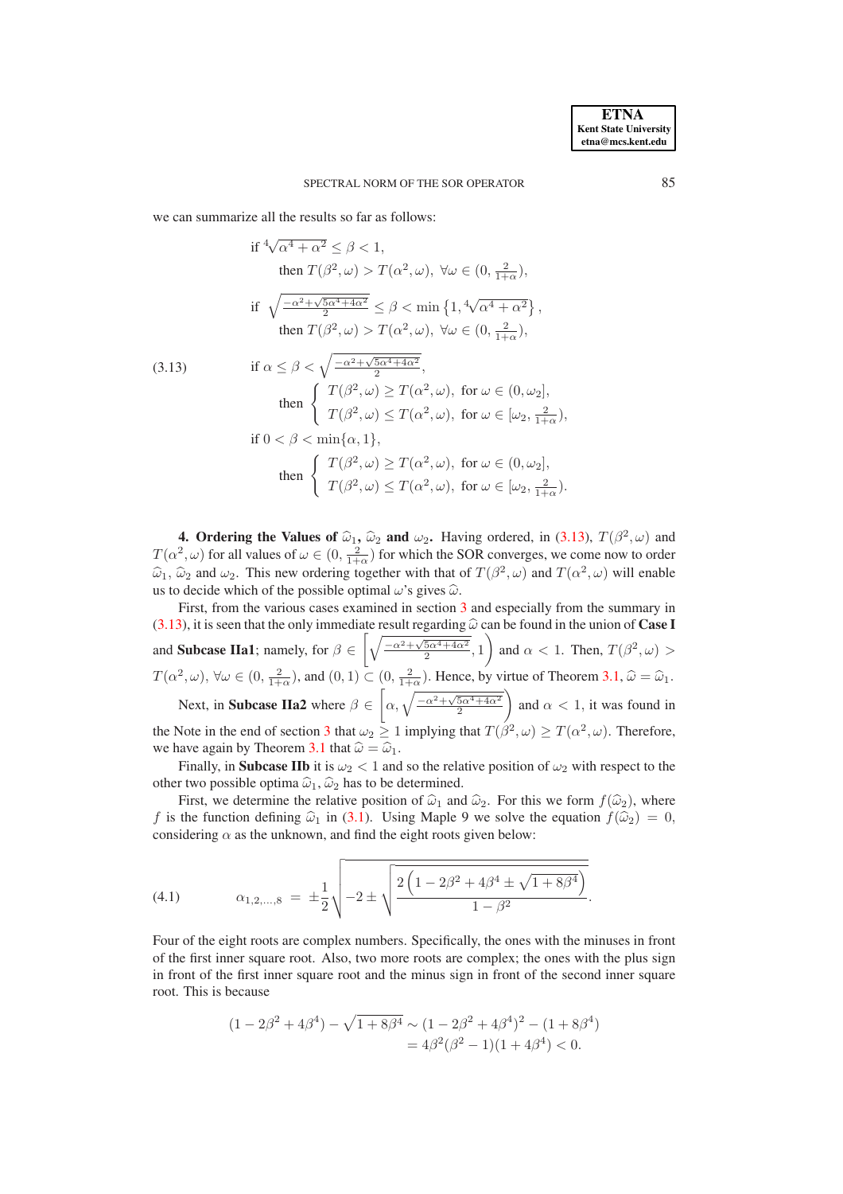we can summarize all the results so far as follows:

$$
\begin{aligned}
&\text{if } \sqrt[4]{\alpha^4+\alpha^2} \le \beta < 1,\\
&\qquad \text{then } T(\beta^2,\omega) > T(\alpha^2,\omega),\ \forall \omega \in (0, \tfrac{2}{1+\alpha}),\\
&\text{if } \sqrt{\tfrac{-\alpha^2+\sqrt{5\alpha^4+4\alpha^2}}{2}} \le \beta < \min\left\{1, \sqrt[4]{\alpha^4+\alpha^2}\right\},\\
&\qquad \text{then } T(\beta^2,\omega) > T(\alpha^2,\omega),\ \forall \omega \in (0, \tfrac{2}{1+\alpha}),\\
&\text{if } \alpha \le \beta < \sqrt{\tfrac{-\alpha^2+\sqrt{5\alpha^4+4\alpha^2}}{2}},\\
&\qquad \text{then } \begin{cases} T(\beta^2,\omega) \ge T(\alpha^2,\omega), & \text{for } \omega \in (0,\omega_2],\\ T(\beta^2,\omega) \le T(\alpha^2,\omega), & \text{for } \omega \in [\omega_2, \tfrac{2}{1+\alpha}),\end{cases}\\
&\text{if } 0 < \beta < \min\{\alpha, 1\},\\
&\qquad \text{then } \begin{cases} T(\beta^2,\omega) \ge T(\alpha^2,\omega), & \text{for } \omega \in (0,\omega_2],\\ T(\beta^2,\omega) \le T(\alpha^2,\omega), & \text{for } \omega \in [\omega_2, \tfrac{2}{1+\alpha}).\end{cases}
\end{aligned}
\tag{3.13}
$$

## 4. Ordering the Values of $\widehat{\omega}_1$, $\widehat{\omega}_2$ and $\omega_2$.

Having ordered, in (3.13), $T(\beta^2,\omega)$ and $T(\alpha^2,\omega)$ for all values of $\omega \in (0, \frac{2}{1+\alpha})$ for which the SOR converges, we come now to order $\widehat{\omega}_1$, $\widehat{\omega}_2$ and $\omega_2$. This new ordering together with that of $T(\beta^2,\omega)$ and $T(\alpha^2,\omega)$ will enable us to decide which of the possible optimal $\omega$'s gives $\widehat{\omega}$.

First, from the various cases examined in section 3 and especially from the summary in (3.13), it is seen that the only immediate result regarding $\widehat{\omega}$ can be found in the union of **Case I** and **Subcase IIa1**; namely, for $\beta \in \left[\sqrt{\frac{-\alpha^2+\sqrt{5\alpha^4+4\alpha^2}}{2}}, 1\right)$ and $\alpha < 1$. Then, $T(\beta^2,\omega) > T(\alpha^2,\omega)$, $\forall \omega \in (0, \frac{2}{1+\alpha})$, and $(0,1) \subset (0, \frac{2}{1+\alpha})$. Hence, by virtue of Theorem 3.1, $\widehat{\omega} = \widehat{\omega}_1$.

Next, in **Subcase IIa2** where $\beta \in \left[\alpha, \sqrt{\frac{-\alpha^2+\sqrt{5\alpha^4+4\alpha^2}}{2}}\right)$ and $\alpha < 1$, it was found in the Note in the end of section 3 that $\omega_2 \ge 1$ implying that $T(\beta^2,\omega) \ge T(\alpha^2,\omega)$. Therefore, we have again by Theorem 3.1 that $\widehat{\omega} = \widehat{\omega}_1$.

Finally, in **Subcase IIb** it is $\omega_2 < 1$ and so the relative position of $\omega_2$ with respect to the other two possible optima $\widehat{\omega}_1$, $\widehat{\omega}_2$ has to be determined.

First, we determine the relative position of $\widehat{\omega}_1$ and $\widehat{\omega}_2$. For this we form $f(\widehat{\omega}_2)$, where $f$ is the function defining $\widehat{\omega}_1$ in (3.1). Using Maple 9 we solve the equation $f(\widehat{\omega}_2) = 0$, considering $\alpha$ as the unknown, and find the eight roots given below:

$$
\alpha_{1,2,\ldots,8} = \pm\frac{1}{2}\sqrt{-2 \pm \sqrt{\frac{2\left(1-2\beta^2+4\beta^4 \pm \sqrt{1+8\beta^4}\right)}{1-\beta^2}}}. \tag{4.1}
$$

Four of the eight roots are complex numbers. Specifically, the ones with the minuses in front of the first inner square root. Also, two more roots are complex; the ones with the plus sign in front of the first inner square root and the minus sign in front of the second inner square root. This is because

$$
\begin{aligned}
(1-2\beta^2+4\beta^4) - \sqrt{1+8\beta^4} &\sim (1-2\beta^2+4\beta^4)^2 - (1+8\beta^4)\\
&= 4\beta^2(\beta^2-1)(1+4\beta^4) < 0.
\end{aligned}
$$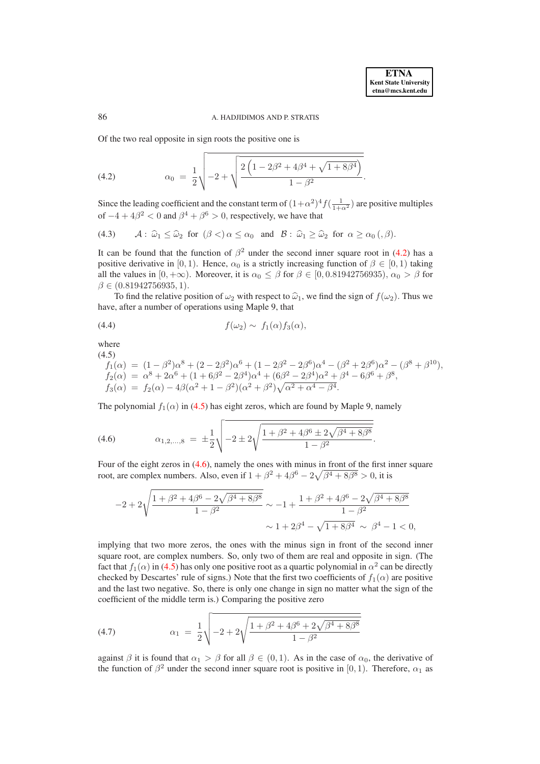Of the two real opposite in sign roots the positive one is

$$\alpha_0 = \frac{1}{2}\sqrt{-2 + \sqrt{\frac{2\left(1 - 2\beta^2 + 4\beta^4 + \sqrt{1 + 8\beta^4}\right)}{1 - \beta^2}}}. \tag{4.2}$$

Since the leading coefficient and the constant term of $(1+\alpha^2)^4 f(\frac{1}{1+\alpha^2})$ are positive multiples of $-4 + 4\beta^2 < 0$ and $\beta^4 + \beta^6 > 0$, respectively, we have that

$$\mathcal{A}: \ \widehat{\omega}_1 \leq \widehat{\omega}_2 \ \text{ for } \ (\beta <) \, \alpha \leq \alpha_0 \quad \text{and} \quad \mathcal{B}: \ \widehat{\omega}_1 \geq \widehat{\omega}_2 \ \text{ for } \ \alpha \geq \alpha_0 \, (, \beta). \tag{4.3}$$

It can be found that the function of $\beta^2$ under the second inner square root in (4.2) has a positive derivative in $[0, 1)$. Hence, $\alpha_0$ is a strictly increasing function of $\beta \in [0, 1)$ taking all the values in $[0, +\infty)$. Moreover, it is $\alpha_0 \leq \beta$ for $\beta \in [0, 0.81942756935)$, $\alpha_0 > \beta$ for $\beta \in (0.81942756935, 1)$.

To find the relative position of $\omega_2$ with respect to $\widehat{\omega}_1$, we find the sign of $f(\omega_2)$. Thus we have, after a number of operations using Maple 9, that

$$f(\omega_2) \sim \ f_1(\alpha) f_3(\alpha), \tag{4.4}$$

where

$$\begin{aligned}
f_1(\alpha) &= (1-\beta^2)\alpha^8 + (2-2\beta^2)\alpha^6 + (1 - 2\beta^2 - 2\beta^6)\alpha^4 - (\beta^2 + 2\beta^6)\alpha^2 - (\beta^8 + \beta^{10}), \\
f_2(\alpha) &= \alpha^8 + 2\alpha^6 + (1 + 6\beta^2 - 2\beta^4)\alpha^4 + (6\beta^2 - 2\beta^4)\alpha^2 + \beta^4 - 6\beta^6 + \beta^8, \\
f_3(\alpha) &= f_2(\alpha) - 4\beta(\alpha^2 + 1 - \beta^2)(\alpha^2 + \beta^2)\sqrt{\alpha^2 + \alpha^4 - \beta^4}.
\end{aligned} \tag{4.5}$$

The polynomial $f_1(\alpha)$ in (4.5) has eight zeros, which are found by Maple 9, namely

$$\alpha_{1,2,\ldots,8} = \pm\frac{1}{2}\sqrt{-2 \pm 2\sqrt{\frac{1 + \beta^2 + 4\beta^6 \pm 2\sqrt{\beta^4 + 8\beta^8}}{1 - \beta^2}}}. \tag{4.6}$$

Four of the eight zeros in (4.6), namely the ones with minus in front of the first inner square root, are complex numbers. Also, even if $1 + \beta^2 + 4\beta^6 - 2\sqrt{\beta^4 + 8\beta^8} > 0$, it is

$$\begin{aligned}
-2 + 2\sqrt{\frac{1 + \beta^2 + 4\beta^6 - 2\sqrt{\beta^4 + 8\beta^8}}{1 - \beta^2}} &\sim -1 + \frac{1 + \beta^2 + 4\beta^6 - 2\sqrt{\beta^4 + 8\beta^8}}{1 - \beta^2} \\
&\sim 1 + 2\beta^4 - \sqrt{1 + 8\beta^4} \ \sim \ \beta^4 - 1 < 0,
\end{aligned}$$

implying that two more zeros, the ones with the minus sign in front of the second inner square root, are complex numbers. So, only two of them are real and opposite in sign. (The fact that $f_1(\alpha)$ in (4.5) has only one positive root as a quartic polynomial in $\alpha^2$ can be directly checked by Descartes' rule of signs.) Note that the first two coefficients of $f_1(\alpha)$ are positive and the last two negative. So, there is only one change in sign no matter what the sign of the coefficient of the middle term is.) Comparing the positive zero

$$\alpha_1 = \frac{1}{2}\sqrt{-2 + 2\sqrt{\frac{1 + \beta^2 + 4\beta^6 + 2\sqrt{\beta^4 + 8\beta^8}}{1 - \beta^2}}} \tag{4.7}$$

against $\beta$ it is found that $\alpha_1 > \beta$ for all $\beta \in (0, 1)$. As in the case of $\alpha_0$, the derivative of the function of $\beta^2$ under the second inner square root is positive in $[0, 1)$. Therefore, $\alpha_1$ as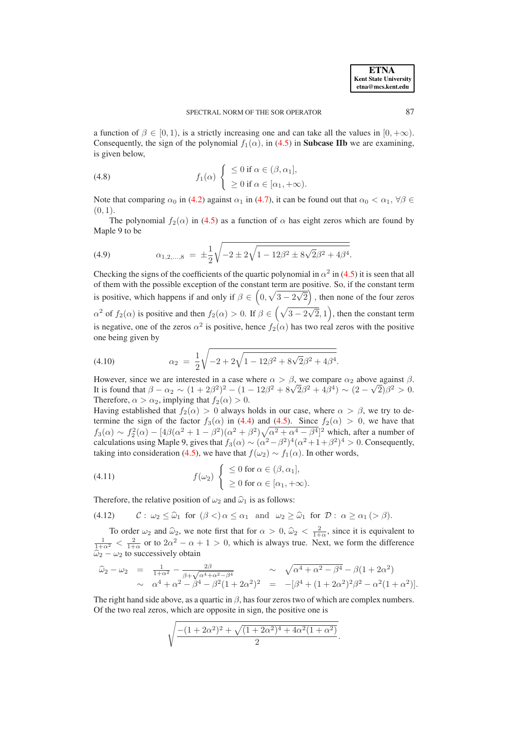a function of $\beta \in [0,1)$, is a strictly increasing one and can take all the values in $[0,+\infty)$. Consequently, the sign of the polynomial $f_1(\alpha)$, in (4.5) in **Subcase IIb** we are examining, is given below,

$$
f_1(\alpha) \left\{ \begin{array}{l} \leq 0 \text{ if } \alpha \in (\beta, \alpha_1], \\ \geq 0 \text{ if } \alpha \in [\alpha_1, +\infty). \end{array} \right. \tag{4.8}
$$

Note that comparing $\alpha_0$ in (4.2) against $\alpha_1$ in (4.7), it can be found out that $\alpha_0 < \alpha_1$, $\forall \beta \in (0,1)$.

The polynomial $f_2(\alpha)$ in (4.5) as a function of $\alpha$ has eight zeros which are found by Maple 9 to be

$$
\alpha_{1,2,\ldots,8} = \pm\frac{1}{2}\sqrt{-2 \pm 2\sqrt{1 - 12\beta^2 \pm 8\sqrt{2}\beta^2 + 4\beta^4}}. \tag{4.9}
$$

Checking the signs of the coefficients of the quartic polynomial in $\alpha^2$ in (4.5) it is seen that all of them with the possible exception of the constant term are positive. So, if the constant term is positive, which happens if and only if $\beta \in \left(0, \sqrt{3-2\sqrt{2}}\right)$, then none of the four zeros $\alpha^2$ of $f_2(\alpha)$ is positive and then $f_2(\alpha) > 0$. If $\beta \in \left(\sqrt{3-2\sqrt{2}}, 1\right)$, then the constant term is negative, one of the zeros $\alpha^2$ is positive, hence $f_2(\alpha)$ has two real zeros with the positive one being given by

$$
\alpha_2 = \frac{1}{2}\sqrt{-2 + 2\sqrt{1 - 12\beta^2 + 8\sqrt{2}\beta^2 + 4\beta^4}}. \tag{4.10}
$$

However, since we are interested in a case where $\alpha > \beta$, we compare $\alpha_2$ above against $\beta$. It is found that $\beta - \alpha_2 \sim (1+2\beta^2)^2 - (1 - 12\beta^2 + 8\sqrt{2}\beta^2 + 4\beta^4) \sim (2-\sqrt{2})\beta^2 > 0$. Therefore, $\alpha > \alpha_2$, implying that $f_2(\alpha) > 0$.

Having established that $f_2(\alpha) > 0$ always holds in our case, where $\alpha > \beta$, we try to determine the sign of the factor $f_3(\alpha)$ in (4.4) and (4.5). Since $f_2(\alpha) > 0$, we have that $f_3(\alpha) \sim f_2^2(\alpha) - [4\beta(\alpha^2+1-\beta^2)(\alpha^2+\beta^2)\sqrt{\alpha^2+\alpha^4-\beta^4}]^2$ which, after a number of calculations using Maple 9, gives that $f_3(\alpha) \sim (\alpha^2-\beta^2)^4(\alpha^2+1+\beta^2)^4 > 0$. Consequently, taking into consideration (4.5), we have that $f(\omega_2) \sim f_1(\alpha)$. In other words,

$$
f(\omega_2) \left\{ \begin{array}{l} \leq 0 \text{ for } \alpha \in (\beta, \alpha_1], \\ \geq 0 \text{ for } \alpha \in [\alpha_1, +\infty). \end{array} \right. \tag{4.11}
$$

Therefore, the relative position of $\omega_2$ and $\widehat{\omega}_1$ is as follows:

$$
\mathcal{C}: \ \omega_2 \leq \widehat{\omega}_1 \ \text{ for } \ (\beta <)\, \alpha \leq \alpha_1 \quad \text{and} \quad \omega_2 \geq \widehat{\omega}_1 \ \text{ for } \ \mathcal{D}: \ \alpha \geq \alpha_1\, (> \beta). \tag{4.12}
$$

To order $\omega_2$ and $\widehat{\omega}_2$, we note first that for $\alpha > 0$, $\widehat{\omega}_2 < \frac{2}{1+\alpha}$, since it is equivalent to $\frac{1}{1+\alpha^2} < \frac{2}{1+\alpha}$ or to $2\alpha^2 - \alpha + 1 > 0$, which is always true. Next, we form the difference $\widehat{\omega}_2 - \omega_2$ to successively obtain

$$
\begin{array}{rclcl}
\widehat{\omega}_2 - \omega_2 & = & \frac{1}{1+\alpha^2} - \frac{2\beta}{\beta + \sqrt{\alpha^4+\alpha^2-\beta^4}} & \sim & \sqrt{\alpha^4+\alpha^2-\beta^4} - \beta(1+2\alpha^2) \\
& \sim & \alpha^4 + \alpha^2 - \beta^4 - \beta^2(1+2\alpha^2)^2 & = & -[\beta^4 + (1+2\alpha^2)^2\beta^2 - \alpha^2(1+\alpha^2)].
\end{array}
$$

The right hand side above, as a quartic in $\beta$, has four zeros two of which are complex numbers. Of the two real zeros, which are opposite in sign, the positive one is

$$
\sqrt{\frac{-(1+2\alpha^2)^2 + \sqrt{(1+2\alpha^2)^4 + 4\alpha^2(1+\alpha^2)}}{2}}.
$$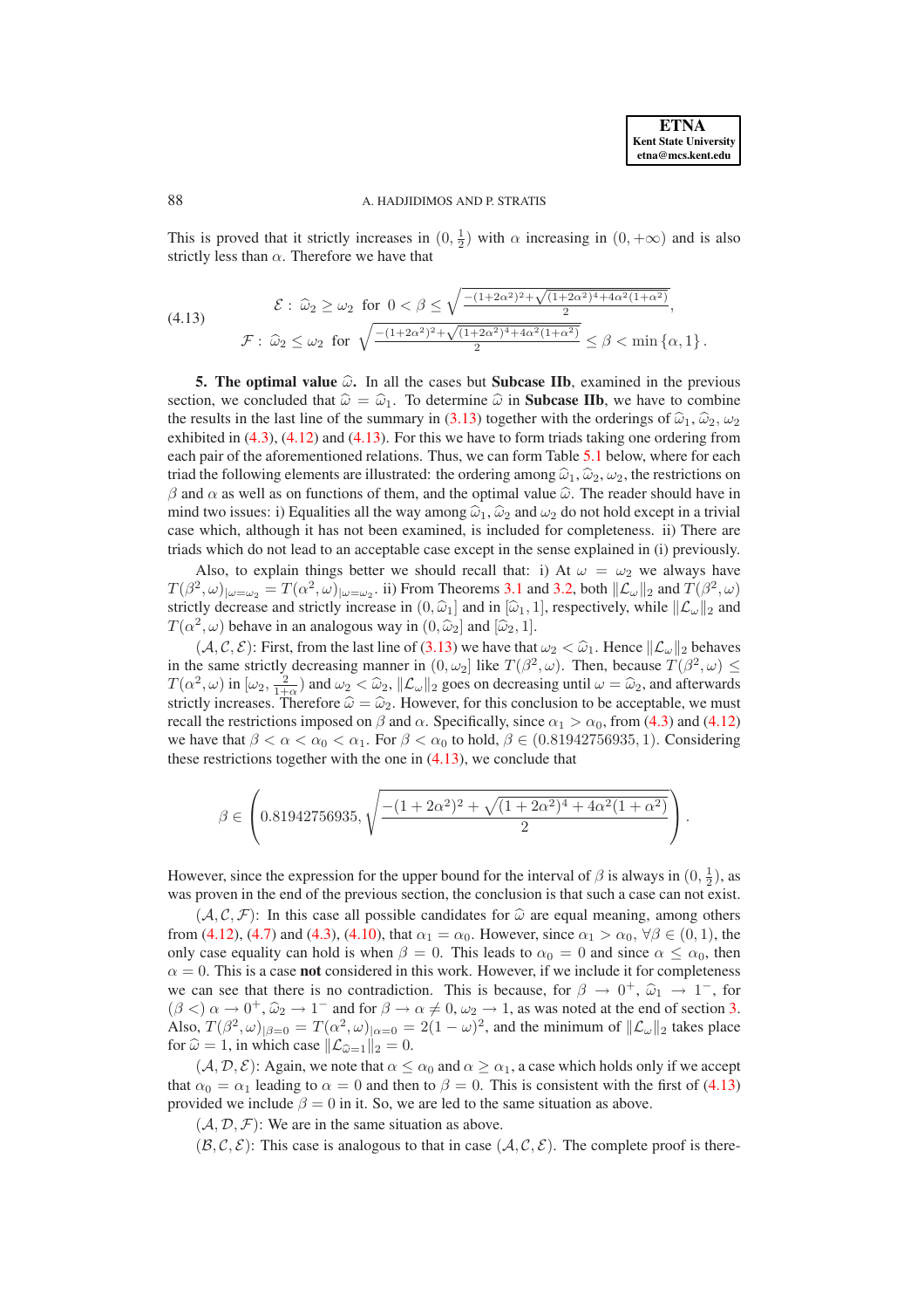This is proved that it strictly increases in $(0, \frac{1}{2})$ with $\alpha$ increasing in $(0, +\infty)$ and is also strictly less than $\alpha$. Therefore we have that

$$
\begin{aligned}
&\mathcal{E}: \ \widehat{\omega}_2 \geq \omega_2 \ \text{ for } \ 0 < \beta \leq \sqrt{\tfrac{-(1+2\alpha^2)^2+\sqrt{(1+2\alpha^2)^4+4\alpha^2(1+\alpha^2)}}{2}}, \\
&\mathcal{F}: \ \widehat{\omega}_2 \leq \omega_2 \ \text{ for } \ \sqrt{\tfrac{-(1+2\alpha^2)^2+\sqrt{(1+2\alpha^2)^4+4\alpha^2(1+\alpha^2)}}{2}} \leq \beta < \min\{\alpha, 1\}.
\end{aligned} \tag{4.13}
$$

## 5. The optimal value $\widehat{\omega}$.

In all the cases but **Subcase IIb**, examined in the previous section, we concluded that $\widehat{\omega} = \widehat{\omega}_1$. To determine $\widehat{\omega}$ in **Subcase IIb**, we have to combine the results in the last line of the summary in (3.13) together with the orderings of $\widehat{\omega}_1, \widehat{\omega}_2, \omega_2$ exhibited in (4.3), (4.12) and (4.13). For this we have to form triads taking one ordering from each pair of the aforementioned relations. Thus, we can form Table 5.1 below, where for each triad the following elements are illustrated: the ordering among $\widehat{\omega}_1, \widehat{\omega}_2, \omega_2$, the restrictions on $\beta$ and $\alpha$ as well as on functions of them, and the optimal value $\widehat{\omega}$. The reader should have in mind two issues: i) Equalities all the way among $\widehat{\omega}_1, \widehat{\omega}_2$ and $\omega_2$ do not hold except in a trivial case which, although it has not been examined, is included for completeness. ii) There are triads which do not lead to an acceptable case except in the sense explained in (i) previously.

Also, to explain things better we should recall that: i) At $\omega = \omega_2$ we always have $T(\beta^2, \omega)_{|\omega=\omega_2} = T(\alpha^2, \omega)_{|\omega=\omega_2}$. ii) From Theorems 3.1 and 3.2, both $\|\mathcal{L}_\omega\|_2$ and $T(\beta^2, \omega)$ strictly decrease and strictly increase in $(0, \widehat{\omega}_1]$ and in $[\widehat{\omega}_1, 1]$, respectively, while $\|\mathcal{L}_\omega\|_2$ and $T(\alpha^2, \omega)$ behave in an analogous way in $(0, \widehat{\omega}_2]$ and $[\widehat{\omega}_2, 1]$.

$(\mathcal{A}, \mathcal{C}, \mathcal{E})$: First, from the last line of (3.13) we have that $\omega_2 < \widehat{\omega}_1$. Hence $\|\mathcal{L}_\omega\|_2$ behaves in the same strictly decreasing manner in $(0, \omega_2]$ like $T(\beta^2, \omega)$. Then, because $T(\beta^2, \omega) \leq T(\alpha^2, \omega)$ in $[\omega_2, \frac{2}{1+\alpha})$ and $\omega_2 < \widehat{\omega}_2$, $\|\mathcal{L}_\omega\|_2$ goes on decreasing until $\omega = \widehat{\omega}_2$, and afterwards strictly increases. Therefore $\widehat{\omega} = \widehat{\omega}_2$. However, for this conclusion to be acceptable, we must recall the restrictions imposed on $\beta$ and $\alpha$. Specifically, since $\alpha_1 > \alpha_0$, from (4.3) and (4.12) we have that $\beta < \alpha < \alpha_0 < \alpha_1$. For $\beta < \alpha_0$ to hold, $\beta \in (0.81942756935, 1)$. Considering these restrictions together with the one in (4.13), we conclude that

$$
\beta \in \left(0.81942756935, \sqrt{\frac{-(1+2\alpha^2)^2 + \sqrt{(1+2\alpha^2)^4 + 4\alpha^2(1+\alpha^2)}}{2}}\right).
$$

However, since the expression for the upper bound for the interval of $\beta$ is always in $(0, \frac{1}{2})$, as was proven in the end of the previous section, the conclusion is that such a case can not exist.

$(\mathcal{A}, \mathcal{C}, \mathcal{F})$: In this case all possible candidates for $\widehat{\omega}$ are equal meaning, among others from (4.12), (4.7) and (4.3), (4.10), that $\alpha_1 = \alpha_0$. However, since $\alpha_1 > \alpha_0$, $\forall \beta \in (0, 1)$, the only case equality can hold is when $\beta = 0$. This leads to $\alpha_0 = 0$ and since $\alpha \leq \alpha_0$, then $\alpha = 0$. This is a case **not** considered in this work. However, if we include it for completeness we can see that there is no contradiction. This is because, for $\beta \to 0^+$, $\widehat{\omega}_1 \to 1^-$, for $(\beta <)\ \alpha \to 0^+$, $\widehat{\omega}_2 \to 1^-$ and for $\beta \to \alpha \neq 0$, $\omega_2 \to 1$, as was noted at the end of section 3. Also, $T(\beta^2, \omega)_{|\beta=0} = T(\alpha^2, \omega)_{|\alpha=0} = 2(1-\omega)^2$, and the minimum of $\|\mathcal{L}_\omega\|_2$ takes place for $\widehat{\omega} = 1$, in which case $\|\mathcal{L}_{\widehat{\omega}=1}\|_2 = 0$.

$(\mathcal{A}, \mathcal{D}, \mathcal{E})$: Again, we note that $\alpha \leq \alpha_0$ and $\alpha \geq \alpha_1$, a case which holds only if we accept that $\alpha_0 = \alpha_1$ leading to $\alpha = 0$ and then to $\beta = 0$. This is consistent with the first of (4.13) provided we include $\beta = 0$ in it. So, we are led to the same situation as above.

$(\mathcal{A}, \mathcal{D}, \mathcal{F})$: We are in the same situation as above.

$(\mathcal{B}, \mathcal{C}, \mathcal{E})$: This case is analogous to that in case $(\mathcal{A}, \mathcal{C}, \mathcal{E})$. The complete proof is there-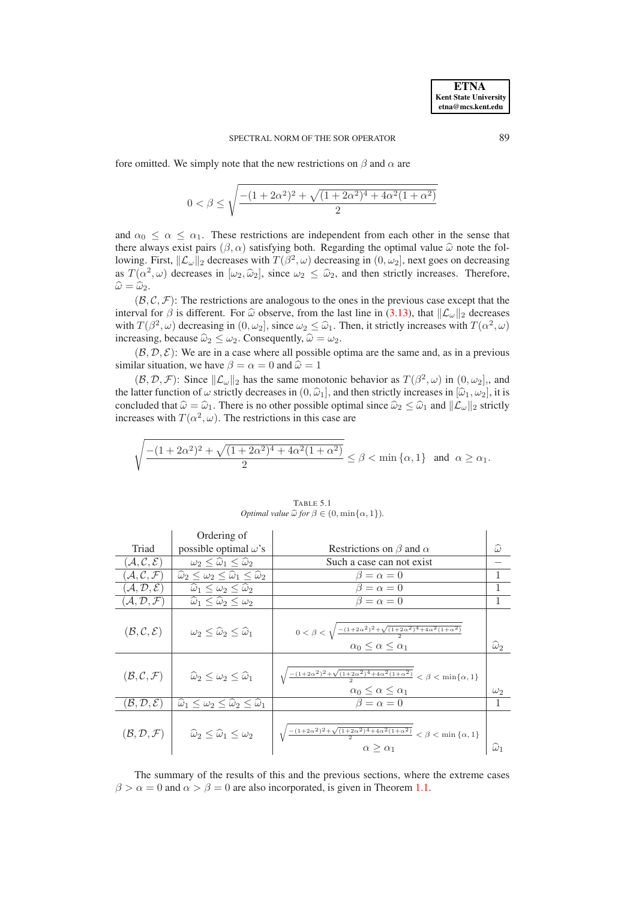fore omitted. We simply note that the new restrictions on $\beta$ and $\alpha$ are

$$0 < \beta \le \sqrt{\frac{-(1+2\alpha^2)^2 + \sqrt{(1+2\alpha^2)^4 + 4\alpha^2(1+\alpha^2)}}{2}}$$

and $\alpha_0 \le \alpha \le \alpha_1$. These restrictions are independent from each other in the sense that there always exist pairs $(\beta, \alpha)$ satisfying both. Regarding the optimal value $\widehat{\omega}$ note the following. First, $\|\mathcal{L}_\omega\|_2$ decreases with $T(\beta^2, \omega)$ decreasing in $(0, \omega_2]$, next goes on decreasing as $T(\alpha^2, \omega)$ decreases in $[\omega_2, \widehat{\omega}_2]$, since $\omega_2 \le \widehat{\omega}_2$, and then strictly increases. Therefore, $\widehat{\omega} = \widehat{\omega}_2$.

$(\mathcal{B}, \mathcal{C}, \mathcal{F})$: The restrictions are analogous to the ones in the previous case except that the interval for $\beta$ is different. For $\widehat{\omega}$ observe, from the last line in (3.13), that $\|\mathcal{L}_\omega\|_2$ decreases with $T(\beta^2, \omega)$ decreasing in $(0, \omega_2]$, since $\omega_2 \le \widehat{\omega}_1$. Then, it strictly increases with $T(\alpha^2, \omega)$ increasing, because $\widehat{\omega}_2 \le \omega_2$. Consequently, $\widehat{\omega} = \omega_2$.

$(\mathcal{B}, \mathcal{D}, \mathcal{E})$: We are in a case where all possible optima are the same and, as in a previous similar situation, we have $\beta = \alpha = 0$ and $\widehat{\omega} = 1$

$(\mathcal{B}, \mathcal{D}, \mathcal{F})$: Since $\|\mathcal{L}_\omega\|_2$ has the same monotonic behavior as $T(\beta^2, \omega)$ in $(0, \omega_2]$,, and the latter function of $\omega$ strictly decreases in $(0, \widehat{\omega}_1]$, and then strictly increases in $[\widehat{\omega}_1, \omega_2]$, it is concluded that $\widehat{\omega} = \widehat{\omega}_1$. There is no other possible optimal since $\widehat{\omega}_2 \le \widehat{\omega}_1$ and $\|\mathcal{L}_\omega\|_2$ strictly increases with $T(\alpha^2, \omega)$. The restrictions in this case are

$$\sqrt{\frac{-(1+2\alpha^2)^2 + \sqrt{(1+2\alpha^2)^4 + 4\alpha^2(1+\alpha^2)}}{2}} \le \beta < \min\{\alpha, 1\} \quad \text{and} \quad \alpha \ge \alpha_1.$$

TABLE 5.1
*Optimal value $\widehat{\omega}$ for $\beta \in (0, \min\{\alpha, 1\})$.*

| Triad | Ordering of possible optimal $\omega$'s | Restrictions on $\beta$ and $\alpha$ | $\widehat{\omega}$ |
|---|---|---|---|
| $(\mathcal{A}, \mathcal{C}, \mathcal{E})$ | $\omega_2 \le \widehat{\omega}_1 \le \widehat{\omega}_2$ | Such a case can not exist | $-$ |
| $(\mathcal{A}, \mathcal{C}, \mathcal{F})$ | $\widehat{\omega}_2 \le \omega_2 \le \widehat{\omega}_1 \le \widehat{\omega}_2$ | $\beta = \alpha = 0$ | 1 |
| $(\mathcal{A}, \mathcal{D}, \mathcal{E})$ | $\widehat{\omega}_1 \le \omega_2 \le \widehat{\omega}_2$ | $\beta = \alpha = 0$ | 1 |
| $(\mathcal{A}, \mathcal{D}, \mathcal{F})$ | $\widehat{\omega}_1 \le \widehat{\omega}_2 \le \omega_2$ | $\beta = \alpha = 0$ | 1 |
| $(\mathcal{B}, \mathcal{C}, \mathcal{E})$ | $\omega_2 \le \widehat{\omega}_2 \le \widehat{\omega}_1$ | $0 < \beta < \sqrt{\frac{-(1+2\alpha^2)^2+\sqrt{(1+2\alpha^2)^4+4\alpha^2(1+\alpha^2)}}{2}}$, $\alpha_0 \le \alpha \le \alpha_1$ | $\widehat{\omega}_2$ |
| $(\mathcal{B}, \mathcal{C}, \mathcal{F})$ | $\widehat{\omega}_2 \le \omega_2 \le \widehat{\omega}_1$ | $\sqrt{\frac{-(1+2\alpha^2)^2+\sqrt{(1+2\alpha^2)^4+4\alpha^2(1+\alpha^2)}}{2}} < \beta < \min\{\alpha, 1\}$, $\alpha_0 \le \alpha \le \alpha_1$ | $\omega_2$ |
| $(\mathcal{B}, \mathcal{D}, \mathcal{E})$ | $\widehat{\omega}_1 \le \omega_2 \le \widehat{\omega}_2 \le \widehat{\omega}_1$ | $\beta = \alpha = 0$ | 1 |
| $(\mathcal{B}, \mathcal{D}, \mathcal{F})$ | $\widehat{\omega}_2 \le \widehat{\omega}_1 \le \omega_2$ | $\sqrt{\frac{-(1+2\alpha^2)^2+\sqrt{(1+2\alpha^2)^4+4\alpha^2(1+\alpha^2)}}{2}} < \beta < \min\{\alpha, 1\}$, $\alpha \ge \alpha_1$ | $\widehat{\omega}_1$ |

The summary of the results of this and the previous sections, where the extreme cases $\beta > \alpha = 0$ and $\alpha > \beta = 0$ are also incorporated, is given in Theorem 1.1.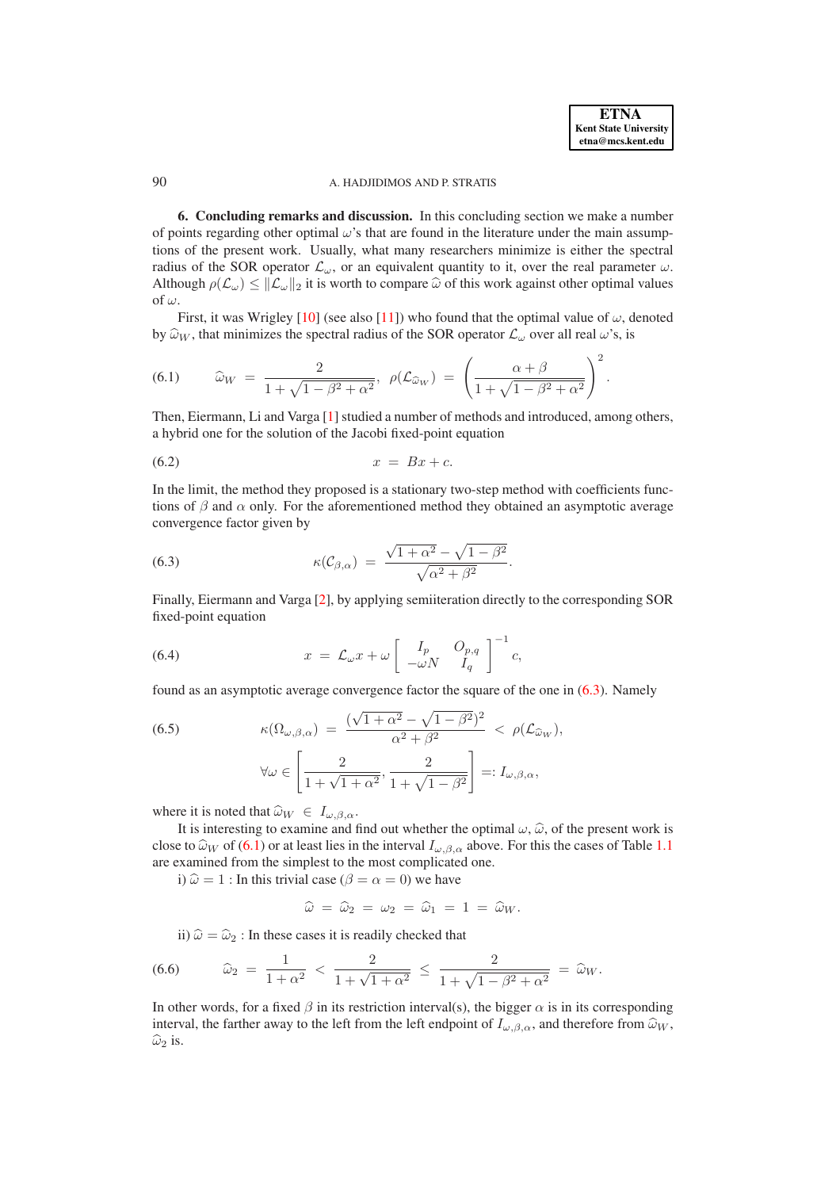**6. Concluding remarks and discussion.** In this concluding section we make a number of points regarding other optimal $\omega$'s that are found in the literature under the main assumptions of the present work. Usually, what many researchers minimize is either the spectral radius of the SOR operator $\mathcal{L}_\omega$, or an equivalent quantity to it, over the real parameter $\omega$. Although $\rho(\mathcal{L}_\omega) \leq \|\mathcal{L}_\omega\|_2$ it is worth to compare $\widehat{\omega}$ of this work against other optimal values of $\omega$.

First, it was Wrigley [10] (see also [11]) who found that the optimal value of $\omega$, denoted by $\widehat{\omega}_W$, that minimizes the spectral radius of the SOR operator $\mathcal{L}_\omega$ over all real $\omega$'s, is

$$\widehat{\omega}_W = \frac{2}{1+\sqrt{1-\beta^2+\alpha^2}}, \quad \rho(\mathcal{L}_{\widehat{\omega}_W}) = \left(\frac{\alpha+\beta}{1+\sqrt{1-\beta^2+\alpha^2}}\right)^2. \tag{6.1}$$

Then, Eiermann, Li and Varga [1] studied a number of methods and introduced, among others, a hybrid one for the solution of the Jacobi fixed-point equation

$$x = Bx + c. \tag{6.2}$$

In the limit, the method they proposed is a stationary two-step method with coefficients functions of $\beta$ and $\alpha$ only. For the aforementioned method they obtained an asymptotic average convergence factor given by

$$\kappa(\mathcal{C}_{\beta,\alpha}) = \frac{\sqrt{1+\alpha^2}-\sqrt{1-\beta^2}}{\sqrt{\alpha^2+\beta^2}}. \tag{6.3}$$

Finally, Eiermann and Varga [2], by applying semiiteration directly to the corresponding SOR fixed-point equation

$$x = \mathcal{L}_\omega x + \omega \begin{bmatrix} I_p & O_{p,q} \\ -\omega N & I_q \end{bmatrix}^{-1} c, \tag{6.4}$$

found as an asymptotic average convergence factor the square of the one in (6.3). Namely

$$\kappa(\Omega_{\omega,\beta,\alpha}) = \frac{(\sqrt{1+\alpha^2}-\sqrt{1-\beta^2})^2}{\alpha^2+\beta^2} < \rho(\mathcal{L}_{\widehat{\omega}_W}), \tag{6.5}$$
$$\forall \omega \in \left[\frac{2}{1+\sqrt{1+\alpha^2}}, \frac{2}{1+\sqrt{1-\beta^2}}\right] =: I_{\omega,\beta,\alpha},$$

where it is noted that $\widehat{\omega}_W \in I_{\omega,\beta,\alpha}$.

It is interesting to examine and find out whether the optimal $\omega$, $\widehat{\omega}$, of the present work is close to $\widehat{\omega}_W$ of (6.1) or at least lies in the interval $I_{\omega,\beta,\alpha}$ above. For this the cases of Table 1.1 are examined from the simplest to the most complicated one.

i) $\widehat{\omega} = 1$ : In this trivial case ($\beta = \alpha = 0$) we have

$$\widehat{\omega} = \widehat{\omega}_2 = \omega_2 = \widehat{\omega}_1 = 1 = \widehat{\omega}_W.$$

ii) $\widehat{\omega} = \widehat{\omega}_2$ : In these cases it is readily checked that

$$\widehat{\omega}_2 = \frac{1}{1+\alpha^2} < \frac{2}{1+\sqrt{1+\alpha^2}} \leq \frac{2}{1+\sqrt{1-\beta^2+\alpha^2}} = \widehat{\omega}_W. \tag{6.6}$$

In other words, for a fixed $\beta$ in its restriction interval(s), the bigger $\alpha$ is in its corresponding interval, the farther away to the left from the left endpoint of $I_{\omega,\beta,\alpha}$, and therefore from $\widehat{\omega}_W$, $\widehat{\omega}_2$ is.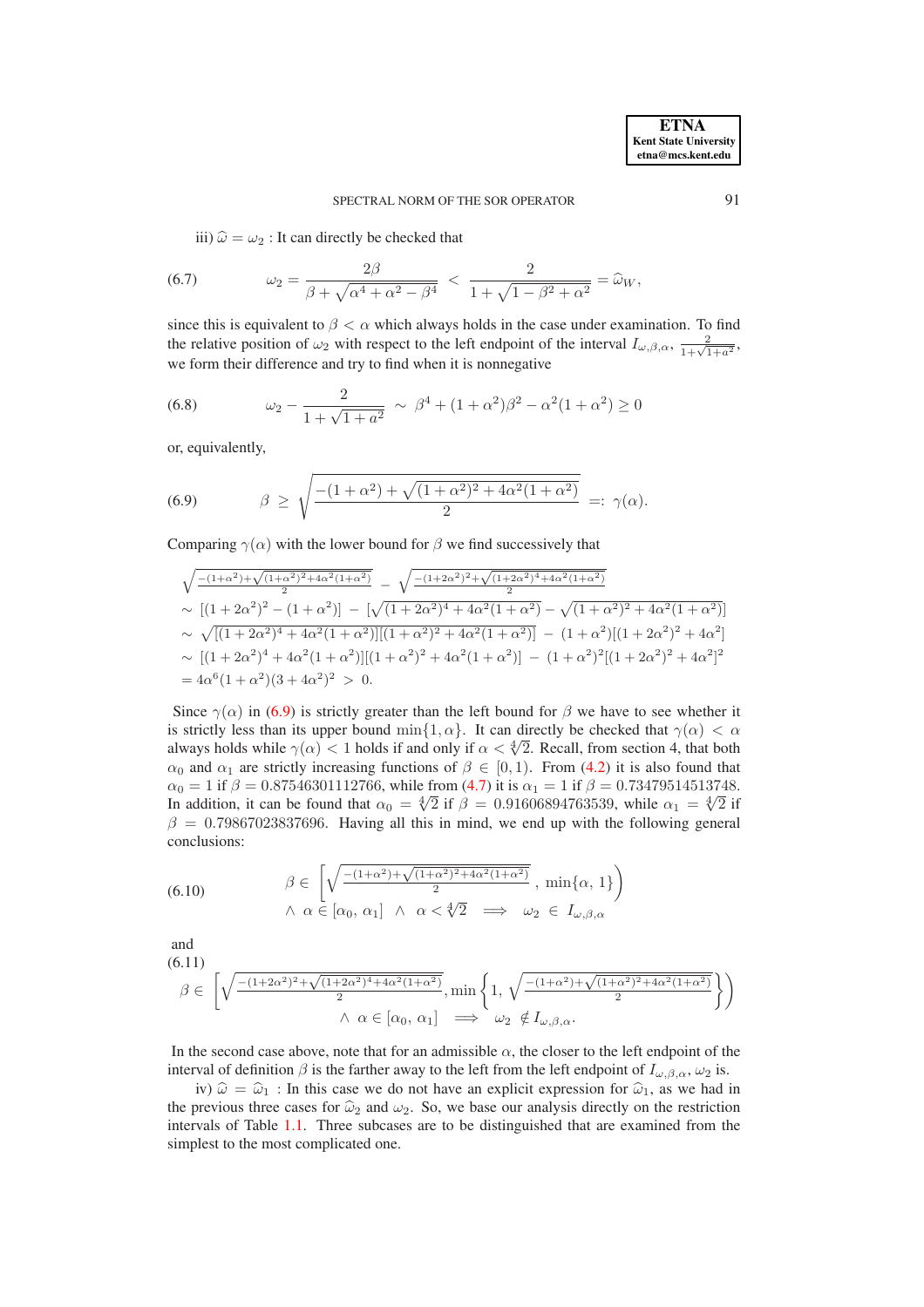iii) $\widehat{\omega} = \omega_2$ : It can directly be checked that

$$\omega_2 = \frac{2\beta}{\beta + \sqrt{\alpha^4 + \alpha^2 - \beta^4}} < \frac{2}{1 + \sqrt{1 - \beta^2 + \alpha^2}} = \widehat{\omega}_W, \tag{6.7}$$

since this is equivalent to $\beta < \alpha$ which always holds in the case under examination. To find the relative position of $\omega_2$ with respect to the left endpoint of the interval $I_{\omega,\beta,\alpha}$, $\frac{2}{1+\sqrt{1+a^2}}$, we form their difference and try to find when it is nonnegative

$$\omega_2 - \frac{2}{1 + \sqrt{1 + a^2}} \sim \beta^4 + (1 + \alpha^2)\beta^2 - \alpha^2(1 + \alpha^2) \geq 0 \tag{6.8}$$

or, equivalently,

$$\beta \geq \sqrt{\frac{-(1 + \alpha^2) + \sqrt{(1 + \alpha^2)^2 + 4\alpha^2(1 + \alpha^2)}}{2}} =: \gamma(\alpha). \tag{6.9}$$

Comparing $\gamma(\alpha)$ with the lower bound for $\beta$ we find successively that

$$\begin{aligned}
&\sqrt{\tfrac{-(1+\alpha^2)+\sqrt{(1+\alpha^2)^2+4\alpha^2(1+\alpha^2)}}{2}} - \sqrt{\tfrac{-(1+2\alpha^2)^2+\sqrt{(1+2\alpha^2)^4+4\alpha^2(1+\alpha^2)}}{2}} \\
&\sim [(1+2\alpha^2)^2 - (1+\alpha^2)] - [\sqrt{(1+2\alpha^2)^4 + 4\alpha^2(1+\alpha^2)} - \sqrt{(1+\alpha^2)^2 + 4\alpha^2(1+\alpha^2)}] \\
&\sim \sqrt{[(1+2\alpha^2)^4 + 4\alpha^2(1+\alpha^2)][(1+\alpha^2)^2 + 4\alpha^2(1+\alpha^2)]} - (1+\alpha^2)[(1+2\alpha^2)^2 + 4\alpha^2] \\
&\sim [(1+2\alpha^2)^4 + 4\alpha^2(1+\alpha^2)][(1+\alpha^2)^2 + 4\alpha^2(1+\alpha^2)] - (1+\alpha^2)^2[(1+2\alpha^2)^2 + 4\alpha^2]^2 \\
&= 4\alpha^6(1+\alpha^2)(3+4\alpha^2)^2 > 0.
\end{aligned}$$

Since $\gamma(\alpha)$ in (6.9) is strictly greater than the left bound for $\beta$ we have to see whether it is strictly less than its upper bound $\min\{1, \alpha\}$. It can directly be checked that $\gamma(\alpha) < \alpha$ always holds while $\gamma(\alpha) < 1$ holds if and only if $\alpha < \sqrt[4]{2}$. Recall, from section 4, that both $\alpha_0$ and $\alpha_1$ are strictly increasing functions of $\beta \in [0, 1)$. From (4.2) it is also found that $\alpha_0 = 1$ if $\beta = 0.87546301112766$, while from (4.7) it is $\alpha_1 = 1$ if $\beta = 0.73479514513748$. In addition, it can be found that $\alpha_0 = \sqrt[4]{2}$ if $\beta = 0.91606894763539$, while $\alpha_1 = \sqrt[4]{2}$ if $\beta = 0.79867023837696$. Having all this in mind, we end up with the following general conclusions:

$$\begin{aligned}
&\beta \in \left[\sqrt{\tfrac{-(1+\alpha^2)+\sqrt{(1+\alpha^2)^2+4\alpha^2(1+\alpha^2)}}{2}}\,,\ \min\{\alpha,\,1\}\right) \\
&\wedge\ \alpha \in [\alpha_0,\,\alpha_1]\ \wedge\ \alpha < \sqrt[4]{2} \implies \omega_2 \in I_{\omega,\beta,\alpha}
\end{aligned} \tag{6.10}$$

and

$$\begin{aligned}
&\beta \in \left[\sqrt{\tfrac{-(1+2\alpha^2)^2+\sqrt{(1+2\alpha^2)^4+4\alpha^2(1+\alpha^2)}}{2}}, \min\left\{1,\ \sqrt{\tfrac{-(1+\alpha^2)+\sqrt{(1+\alpha^2)^2+4\alpha^2(1+\alpha^2)}}{2}}\right\}\right) \\
&\wedge\ \alpha \in [\alpha_0,\,\alpha_1] \implies \omega_2 \notin I_{\omega,\beta,\alpha}.
\end{aligned} \tag{6.11}$$

In the second case above, note that for an admissible $\alpha$, the closer to the left endpoint of the interval of definition $\beta$ is the farther away to the left from the left endpoint of $I_{\omega,\beta,\alpha}$, $\omega_2$ is.

iv) $\widehat{\omega} = \widehat{\omega}_1$ : In this case we do not have an explicit expression for $\widehat{\omega}_1$, as we had in the previous three cases for $\widehat{\omega}_2$ and $\omega_2$. So, we base our analysis directly on the restriction intervals of Table 1.1. Three subcases are to be distinguished that are examined from the simplest to the most complicated one.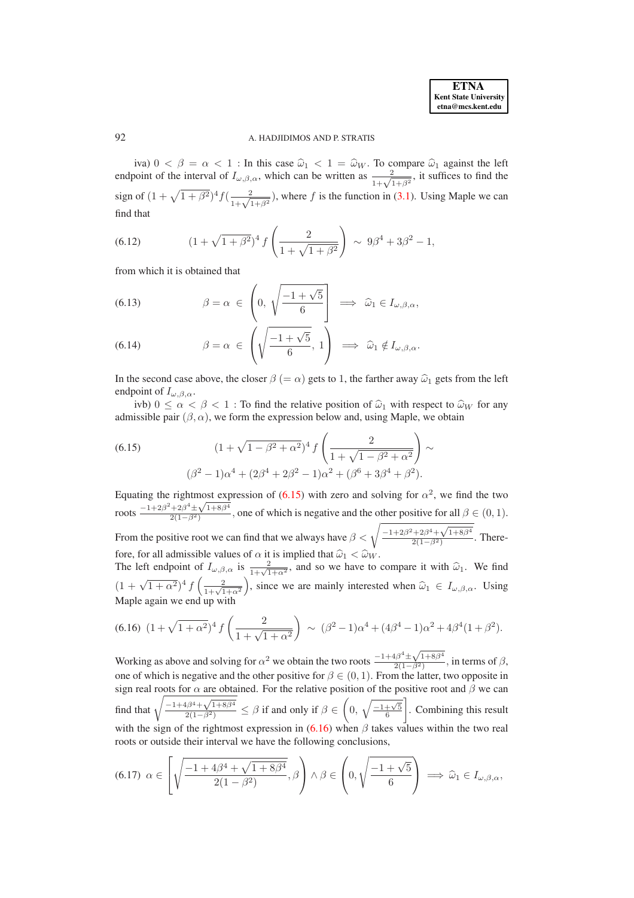iva) $0 < \beta = \alpha < 1$ : In this case $\widehat{\omega}_1 < 1 = \widehat{\omega}_W$. To compare $\widehat{\omega}_1$ against the left endpoint of the interval of $I_{\omega,\beta,\alpha}$, which can be written as $\frac{2}{1+\sqrt{1+\beta^2}}$, it suffices to find the sign of $(1+\sqrt{1+\beta^2})^4 f(\frac{2}{1+\sqrt{1+\beta^2}})$, where $f$ is the function in (3.1). Using Maple we can find that

$$(1+\sqrt{1+\beta^2})^4 f\left(\frac{2}{1+\sqrt{1+\beta^2}}\right) \sim 9\beta^4 + 3\beta^2 - 1, \tag{6.12}$$

from which it is obtained that

$$\beta = \alpha \in \left(0, \sqrt{\frac{-1+\sqrt{5}}{6}}\right] \implies \widehat{\omega}_1 \in I_{\omega,\beta,\alpha}, \tag{6.13}$$

$$\beta = \alpha \in \left(\sqrt{\frac{-1+\sqrt{5}}{6}}, 1\right) \implies \widehat{\omega}_1 \notin I_{\omega,\beta,\alpha}. \tag{6.14}$$

In the second case above, the closer $\beta$ ($= \alpha$) gets to 1, the farther away $\widehat{\omega}_1$ gets from the left endpoint of $I_{\omega,\beta,\alpha}$.

ivb) $0 \leq \alpha < \beta < 1$ : To find the relative position of $\widehat{\omega}_1$ with respect to $\widehat{\omega}_W$ for any admissible pair $(\beta, \alpha)$, we form the expression below and, using Maple, we obtain

$$\begin{aligned} &(1+\sqrt{1-\beta^2+\alpha^2})^4 f\left(\frac{2}{1+\sqrt{1-\beta^2+\alpha^2}}\right) \sim \\ &(\beta^2-1)\alpha^4 + (2\beta^4+2\beta^2-1)\alpha^2 + (\beta^6+3\beta^4+\beta^2). \end{aligned} \tag{6.15}$$

Equating the rightmost expression of (6.15) with zero and solving for $\alpha^2$, we find the two roots $\frac{-1+2\beta^2+2\beta^4\pm\sqrt{1+8\beta^4}}{2(1-\beta^2)}$, one of which is negative and the other positive for all $\beta \in (0,1)$. From the positive root we can find that we always have $\beta < \sqrt{\frac{-1+2\beta^2+2\beta^4+\sqrt{1+8\beta^4}}{2(1-\beta^2)}}$. Therefore, for all admissible values of $\alpha$ it is implied that $\widehat{\omega}_1 < \widehat{\omega}_W$.

The left endpoint of $I_{\omega,\beta,\alpha}$ is $\frac{2}{1+\sqrt{1+\alpha^2}}$, and so we have to compare it with $\widehat{\omega}_1$. We find $(1+\sqrt{1+\alpha^2})^4 f\left(\frac{2}{1+\sqrt{1+\alpha^2}}\right)$, since we are mainly interested when $\widehat{\omega}_1 \in I_{\omega,\beta,\alpha}$. Using Maple again we end up with

$$(1+\sqrt{1+\alpha^2})^4 f\left(\frac{2}{1+\sqrt{1+\alpha^2}}\right) \sim (\beta^2-1)\alpha^4 + (4\beta^4-1)\alpha^2 + 4\beta^4(1+\beta^2). \tag{6.16}$$

Working as above and solving for $\alpha^2$ we obtain the two roots $\frac{-1+4\beta^4\pm\sqrt{1+8\beta^4}}{2(1-\beta^2)}$, in terms of $\beta$, one of which is negative and the other positive for $\beta \in (0,1)$. From the latter, two opposite in sign real roots for $\alpha$ are obtained. For the relative position of the positive root and $\beta$ we can find that $\sqrt{\frac{-1+4\beta^4+\sqrt{1+8\beta^4}}{2(1-\beta^2)}} \leq \beta$ if and only if $\beta \in \left(0, \sqrt{\frac{-1+\sqrt{5}}{6}}\right]$. Combining this result with the sign of the rightmost expression in (6.16) when $\beta$ takes values within the two real roots or outside their interval we have the following conclusions,

$$\alpha \in \left[\sqrt{\frac{-1+4\beta^4+\sqrt{1+8\beta^4}}{2(1-\beta^2)}}, \beta\right) \wedge \beta \in \left(0, \sqrt{\frac{-1+\sqrt{5}}{6}}\right) \implies \widehat{\omega}_1 \in I_{\omega,\beta,\alpha}, \tag{6.17}$$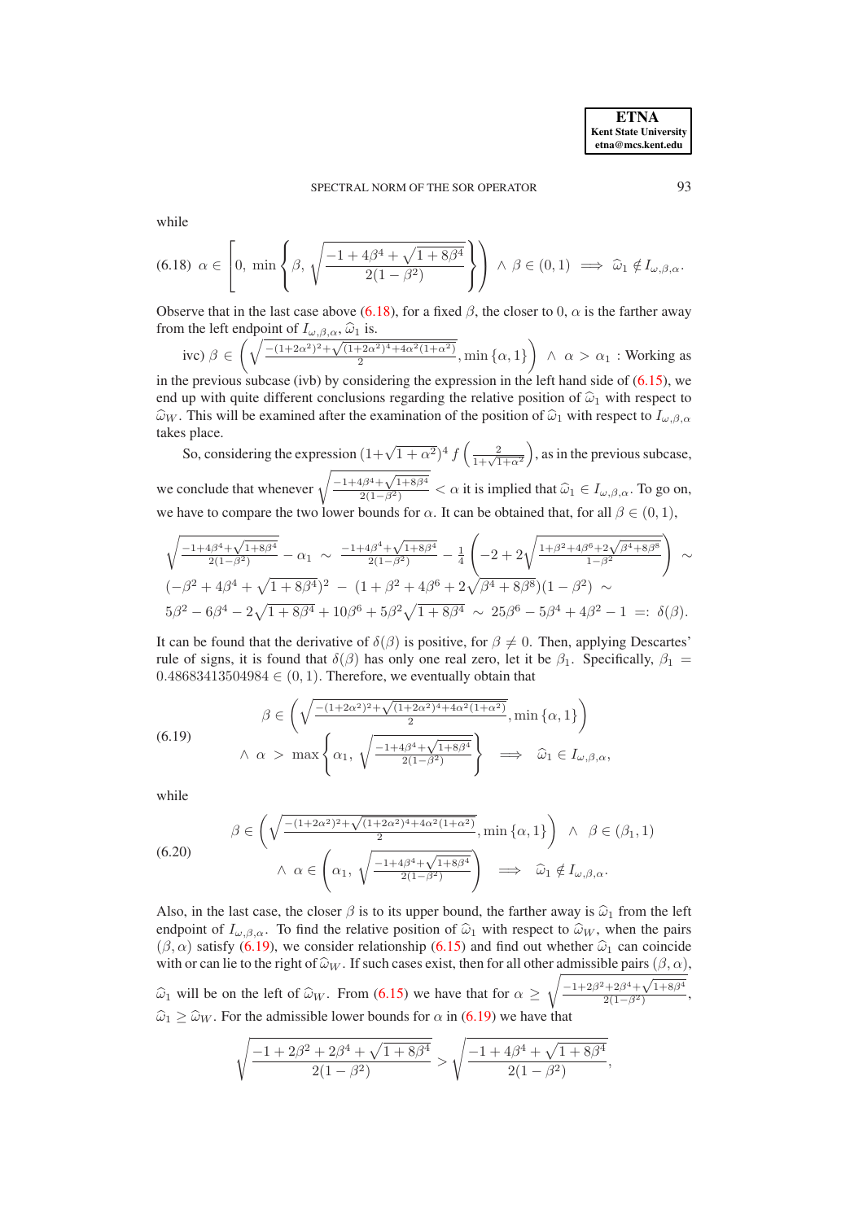while

$$\text{(6.18)}\quad \alpha \in \left[0,\ \min\left\{\beta,\ \sqrt{\frac{-1+4\beta^4+\sqrt{1+8\beta^4}}{2(1-\beta^2)}}\right\}\right) \ \wedge\ \beta \in (0,1) \implies \widehat{\omega}_1 \notin I_{\omega,\beta,\alpha}.$$

Observe that in the last case above (6.18), for a fixed $\beta$, the closer to 0, $\alpha$ is the farther away from the left endpoint of $I_{\omega,\beta,\alpha}$, $\widehat{\omega}_1$ is.

ivc) $\beta \in \left(\sqrt{\frac{-(1+2\alpha^2)^2+\sqrt{(1+2\alpha^2)^4+4\alpha^2(1+\alpha^2)}}{2}}, \min\{\alpha,1\}\right) \ \wedge\ \alpha > \alpha_1$ : Working as in the previous subcase (ivb) by considering the expression in the left hand side of (6.15), we end up with quite different conclusions regarding the relative position of $\widehat{\omega}_1$ with respect to $\widehat{\omega}_W$. This will be examined after the examination of the position of $\widehat{\omega}_1$ with respect to $I_{\omega,\beta,\alpha}$ takes place.

So, considering the expression $(1+\sqrt{1+\alpha^2})^4\, f\left(\frac{2}{1+\sqrt{1+\alpha^2}}\right)$, as in the previous subcase, we conclude that whenever $\sqrt{\frac{-1+4\beta^4+\sqrt{1+8\beta^4}}{2(1-\beta^2)}} < \alpha$ it is implied that $\widehat{\omega}_1 \in I_{\omega,\beta,\alpha}$. To go on, we have to compare the two lower bounds for $\alpha$. It can be obtained that, for all $\beta \in (0,1)$,

$$\sqrt{\frac{-1+4\beta^4+\sqrt{1+8\beta^4}}{2(1-\beta^2)}} - \alpha_1 \sim \frac{-1+4\beta^4+\sqrt{1+8\beta^4}}{2(1-\beta^2)} - \frac{1}{4}\left(-2+2\sqrt{\frac{1+\beta^2+4\beta^6+2\sqrt{\beta^4+8\beta^8}}{1-\beta^2}}\right) \sim$$
$$(-\beta^2+4\beta^4+\sqrt{1+8\beta^4})^2 - (1+\beta^2+4\beta^6+2\sqrt{\beta^4+8\beta^8})(1-\beta^2) \sim$$
$$5\beta^2-6\beta^4-2\sqrt{1+8\beta^4}+10\beta^6+5\beta^2\sqrt{1+8\beta^4} \sim 25\beta^6-5\beta^4+4\beta^2-1 =: \delta(\beta).$$

It can be found that the derivative of $\delta(\beta)$ is positive, for $\beta \neq 0$. Then, applying Descartes' rule of signs, it is found that $\delta(\beta)$ has only one real zero, let it be $\beta_1$. Specifically, $\beta_1 = 0.48683413504984 \in (0,1)$. Therefore, we eventually obtain that

$$\text{(6.19)}\quad \begin{array}{c} \beta \in \left(\sqrt{\frac{-(1+2\alpha^2)^2+\sqrt{(1+2\alpha^2)^4+4\alpha^2(1+\alpha^2)}}{2}}, \min\{\alpha,1\}\right) \\ \wedge\ \alpha > \max\left\{\alpha_1,\ \sqrt{\frac{-1+4\beta^4+\sqrt{1+8\beta^4}}{2(1-\beta^2)}}\right\} \implies \widehat{\omega}_1 \in I_{\omega,\beta,\alpha}, \end{array}$$

while

$$\text{(6.20)}\quad \begin{array}{c} \beta \in \left(\sqrt{\frac{-(1+2\alpha^2)^2+\sqrt{(1+2\alpha^2)^4+4\alpha^2(1+\alpha^2)}}{2}}, \min\{\alpha,1\}\right) \ \wedge\ \beta \in (\beta_1,1) \\ \wedge\ \alpha \in \left(\alpha_1,\ \sqrt{\frac{-1+4\beta^4+\sqrt{1+8\beta^4}}{2(1-\beta^2)}}\right) \implies \widehat{\omega}_1 \notin I_{\omega,\beta,\alpha}. \end{array}$$

Also, in the last case, the closer $\beta$ is to its upper bound, the farther away is $\widehat{\omega}_1$ from the left endpoint of $I_{\omega,\beta,\alpha}$. To find the relative position of $\widehat{\omega}_1$ with respect to $\widehat{\omega}_W$, when the pairs $(\beta,\alpha)$ satisfy (6.19), we consider relationship (6.15) and find out whether $\widehat{\omega}_1$ can coincide with or can lie to the right of $\widehat{\omega}_W$. If such cases exist, then for all other admissible pairs $(\beta,\alpha)$, $\widehat{\omega}_1$ will be on the left of $\widehat{\omega}_W$. From (6.15) we have that for $\alpha \geq \sqrt{\frac{-1+2\beta^2+2\beta^4+\sqrt{1+8\beta^4}}{2(1-\beta^2)}}$, $\widehat{\omega}_1 \geq \widehat{\omega}_W$. For the admissible lower bounds for $\alpha$ in (6.19) we have that

$$\sqrt{\frac{-1+2\beta^2+2\beta^4+\sqrt{1+8\beta^4}}{2(1-\beta^2)}} > \sqrt{\frac{-1+4\beta^4+\sqrt{1+8\beta^4}}{2(1-\beta^2)}},$$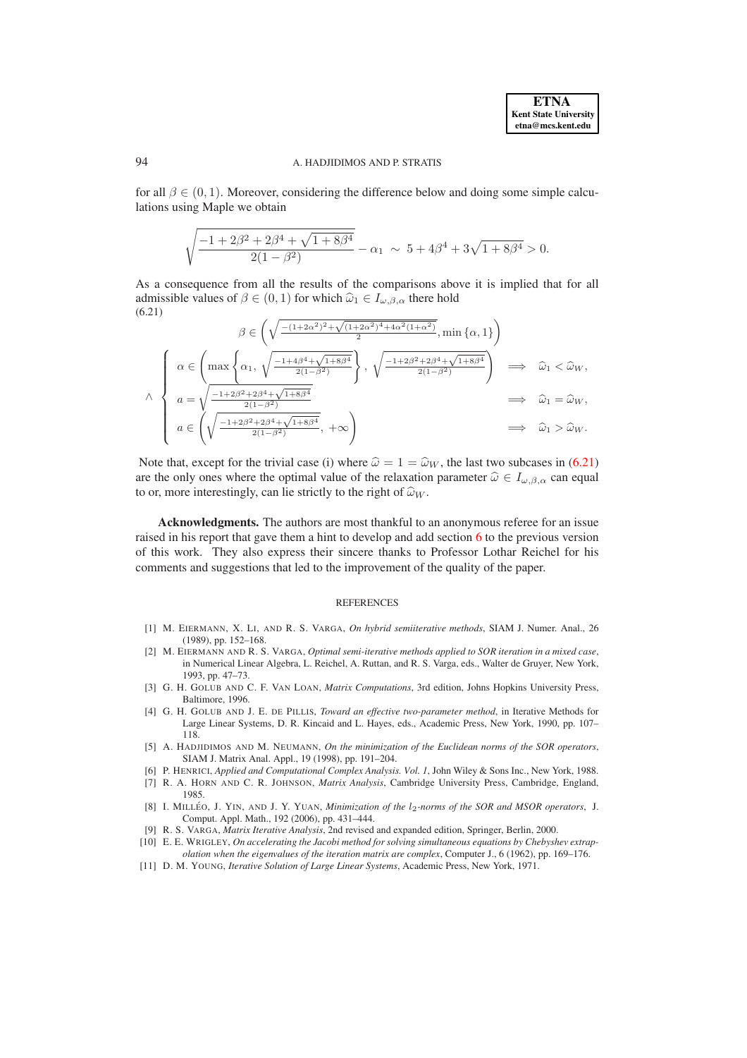for all $\beta \in (0,1)$. Moreover, considering the difference below and doing some simple calculations using Maple we obtain

$$\sqrt{\frac{-1+2\beta^2+2\beta^4+\sqrt{1+8\beta^4}}{2(1-\beta^2)}} - \alpha_1 \;\sim\; 5+4\beta^4+3\sqrt{1+8\beta^4} > 0.$$

As a consequence from all the results of the comparisons above it is implied that for all admissible values of $\beta \in (0,1)$ for which $\widehat{\omega}_1 \in I_{\omega,\beta,\alpha}$ there hold

(6.21)

$$\beta \in \left( \sqrt{\tfrac{-(1+2\alpha^2)^2+\sqrt{(1+2\alpha^2)^4+4\alpha^2(1+\alpha^2)}}{2}}, \min\{\alpha, 1\} \right)$$

$$\wedge \begin{cases} \alpha \in \left( \max\left\{ \alpha_1, \sqrt{\frac{-1+4\beta^4+\sqrt{1+8\beta^4}}{2(1-\beta^2)}} \right\}, \sqrt{\frac{-1+2\beta^2+2\beta^4+\sqrt{1+8\beta^4}}{2(1-\beta^2)}} \right) & \Longrightarrow \quad \widehat{\omega}_1 < \widehat{\omega}_W, \\ a = \sqrt{\frac{-1+2\beta^2+2\beta^4+\sqrt{1+8\beta^4}}{2(1-\beta^2)}} & \Longrightarrow \quad \widehat{\omega}_1 = \widehat{\omega}_W, \\ a \in \left( \sqrt{\frac{-1+2\beta^2+2\beta^4+\sqrt{1+8\beta^4}}{2(1-\beta^2)}}, +\infty \right) & \Longrightarrow \quad \widehat{\omega}_1 > \widehat{\omega}_W. \end{cases}$$

Note that, except for the trivial case (i) where $\widehat{\omega} = 1 = \widehat{\omega}_W$, the last two subcases in (6.21) are the only ones where the optimal value of the relaxation parameter $\widehat{\omega} \in I_{\omega,\beta,\alpha}$ can equal to or, more interestingly, can lie strictly to the right of $\widehat{\omega}_W$.

**Acknowledgments.** The authors are most thankful to an anonymous referee for an issue raised in his report that gave them a hint to develop and add section 6 to the previous version of this work. They also express their sincere thanks to Professor Lothar Reichel for his comments and suggestions that led to the improvement of the quality of the paper.

## REFERENCES

[1] M. Eiermann, X. Li, and R. S. Varga, *On hybrid semiiterative methods*, SIAM J. Numer. Anal., 26 (1989), pp. 152–168.

[2] M. Eiermann and R. S. Varga, *Optimal semi-iterative methods applied to SOR iteration in a mixed case*, in Numerical Linear Algebra, L. Reichel, A. Ruttan, and R. S. Varga, eds., Walter de Gruyer, New York, 1993, pp. 47–73.

[3] G. H. Golub and C. F. Van Loan, *Matrix Computations*, 3rd edition, Johns Hopkins University Press, Baltimore, 1996.

[4] G. H. Golub and J. E. de Pillis, *Toward an effective two-parameter method*, in Iterative Methods for Large Linear Systems, D. R. Kincaid and L. Hayes, eds., Academic Press, New York, 1990, pp. 107–118.

[5] A. Hadjidimos and M. Neumann, *On the minimization of the Euclidean norms of the SOR operators*, SIAM J. Matrix Anal. Appl., 19 (1998), pp. 191–204.

[6] P. Henrici, *Applied and Computational Complex Analysis. Vol. 1*, John Wiley & Sons Inc., New York, 1988.

[7] R. A. Horn and C. R. Johnson, *Matrix Analysis*, Cambridge University Press, Cambridge, England, 1985.

[8] I. Milléo, J. Yin, and J. Y. Yuan, *Minimization of the $l_2$-norms of the SOR and MSOR operators*, J. Comput. Appl. Math., 192 (2006), pp. 431–444.

[9] R. S. Varga, *Matrix Iterative Analysis*, 2nd revised and expanded edition, Springer, Berlin, 2000.

[10] E. E. Wrigley, *On accelerating the Jacobi method for solving simultaneous equations by Chebyshev extrapolation when the eigenvalues of the iteration matrix are complex*, Computer J., 6 (1962), pp. 169–176.

[11] D. M. Young, *Iterative Solution of Large Linear Systems*, Academic Press, New York, 1971.